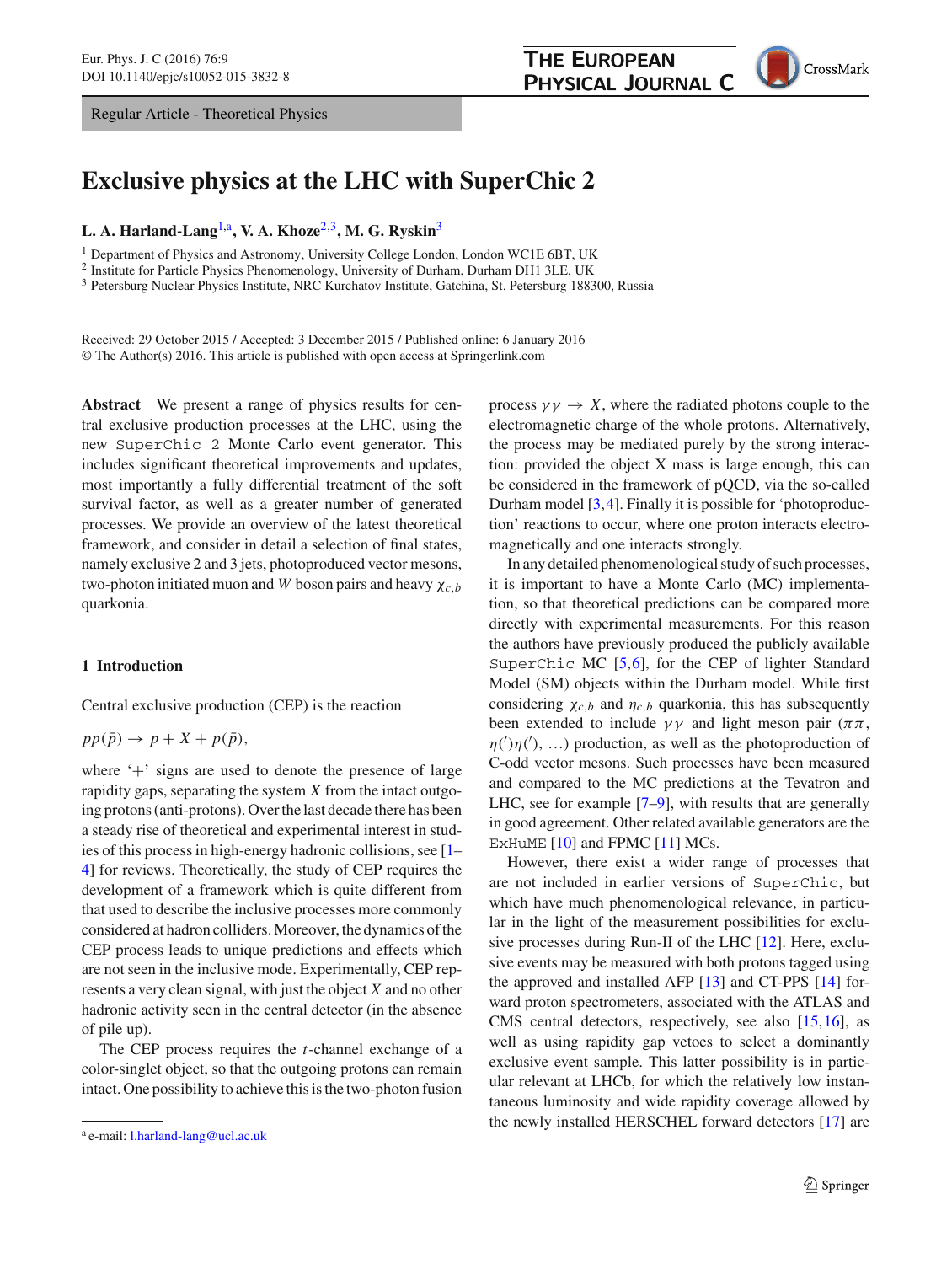Regular Article - Theoretical Physics

# Exclusive physics at the LHC with SuperChic 2

**L. A. Harland-Lang**[1,a], **V. A. Khoze**[2,3], **M. G. Ryskin**[3]

[1] Department of Physics and Astronomy, University College London, London WC1E 6BT, UK
[2] Institute for Particle Physics Phenomenology, University of Durham, Durham DH1 3LE, UK
[3] Petersburg Nuclear Physics Institute, NRC Kurchatov Institute, Gatchina, St. Petersburg 188300, Russia

Received: 29 October 2015 / Accepted: 3 December 2015 / Published online: 6 January 2016
© The Author(s) 2016. This article is published with open access at Springerlink.com

**Abstract** We present a range of physics results for central exclusive production processes at the LHC, using the new SuperChic 2 Monte Carlo event generator. This includes significant theoretical improvements and updates, most importantly a fully differential treatment of the soft survival factor, as well as a greater number of generated processes. We provide an overview of the latest theoretical framework, and consider in detail a selection of final states, namely exclusive 2 and 3 jets, photoproduced vector mesons, two-photon initiated muon and $W$ boson pairs and heavy $\chi_{c,b}$ quarkonia.

## 1 Introduction

Central exclusive production (CEP) is the reaction

$$pp(\bar{p}) \to p + X + p(\bar{p}),$$

where '+' signs are used to denote the presence of large rapidity gaps, separating the system $X$ from the intact outgoing protons (anti-protons). Over the last decade there has been a steady rise of theoretical and experimental interest in studies of this process in high-energy hadronic collisions, see [1–4] for reviews. Theoretically, the study of CEP requires the development of a framework which is quite different from that used to describe the inclusive processes more commonly considered at hadron colliders. Moreover, the dynamics of the CEP process leads to unique predictions and effects which are not seen in the inclusive mode. Experimentally, CEP represents a very clean signal, with just the object $X$ and no other hadronic activity seen in the central detector (in the absence of pile up).

The CEP process requires the $t$-channel exchange of a color-singlet object, so that the outgoing protons can remain intact. One possibility to achieve this is the two-photon fusion process $\gamma\gamma \to X$, where the radiated photons couple to the electromagnetic charge of the whole protons. Alternatively, the process may be mediated purely by the strong interaction: provided the object X mass is large enough, this can be considered in the framework of pQCD, via the so-called Durham model [3,4]. Finally it is possible for 'photoproduction' reactions to occur, where one proton interacts electromagnetically and one interacts strongly.

In any detailed phenomenological study of such processes, it is important to have a Monte Carlo (MC) implementation, so that theoretical predictions can be compared more directly with experimental measurements. For this reason the authors have previously produced the publicly available SuperChic MC [5,6], for the CEP of lighter Standard Model (SM) objects within the Durham model. While first considering $\chi_{c,b}$ and $\eta_{c,b}$ quarkonia, this has subsequently been extended to include $\gamma\gamma$ and light meson pair ($\pi\pi$, $\eta(')\eta(')$, ...) production, as well as the photoproduction of C-odd vector mesons. Such processes have been measured and compared to the MC predictions at the Tevatron and LHC, see for example [7–9], with results that are generally in good agreement. Other related available generators are the ExHuME [10] and FPMC [11] MCs.

However, there exist a wider range of processes that are not included in earlier versions of SuperChic, but which have much phenomenological relevance, in particular in the light of the measurement possibilities for exclusive processes during Run-II of the LHC [12]. Here, exclusive events may be measured with both protons tagged using the approved and installed AFP [13] and CT-PPS [14] forward proton spectrometers, associated with the ATLAS and CMS central detectors, respectively, see also [15,16], as well as using rapidity gap vetoes to select a dominantly exclusive event sample. This latter possibility is in particular relevant at LHCb, for which the relatively low instantaneous luminosity and wide rapidity coverage allowed by the newly installed HERSCHEL forward detectors [17] are

[a] e-mail: l.harland-lang@ucl.ac.uk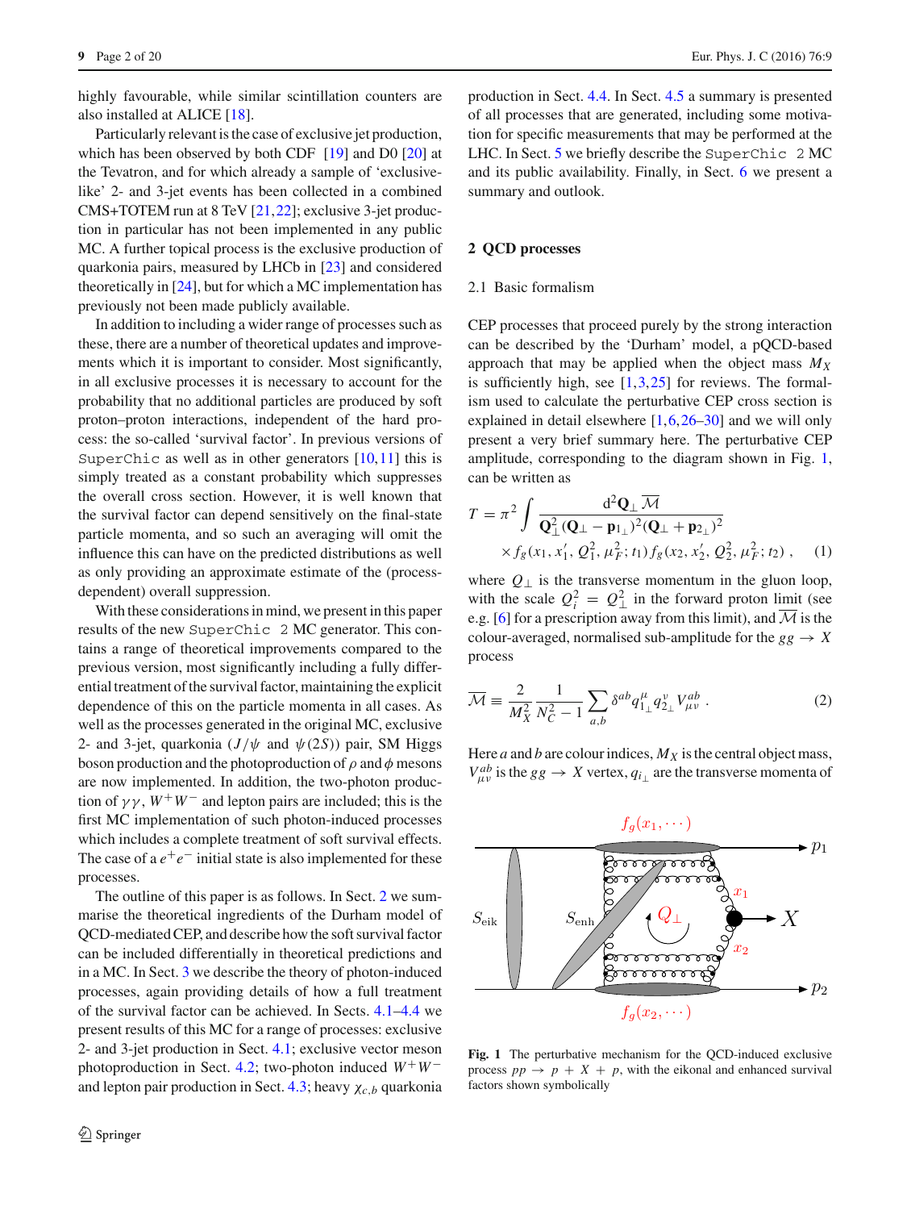highly favourable, while similar scintillation counters are also installed at ALICE [18].

Particularly relevant is the case of exclusive jet production, which has been observed by both CDF [19] and D0 [20] at the Tevatron, and for which already a sample of 'exclusive-like' 2- and 3-jet events has been collected in a combined CMS+TOTEM run at 8 TeV [21,22]; exclusive 3-jet production in particular has not been implemented in any public MC. A further topical process is the exclusive production of quarkonia pairs, measured by LHCb in [23] and considered theoretically in [24], but for which a MC implementation has previously not been made publicly available.

In addition to including a wider range of processes such as these, there are a number of theoretical updates and improvements which it is important to consider. Most significantly, in all exclusive processes it is necessary to account for the probability that no additional particles are produced by soft proton–proton interactions, independent of the hard process: the so-called 'survival factor'. In previous versions of SuperChic as well as in other generators [10,11] this is simply treated as a constant probability which suppresses the overall cross section. However, it is well known that the survival factor can depend sensitively on the final-state particle momenta, and so such an averaging will omit the influence this can have on the predicted distributions as well as only providing an approximate estimate of the (process-dependent) overall suppression.

With these considerations in mind, we present in this paper results of the new SuperChic 2 MC generator. This contains a range of theoretical improvements compared to the previous version, most significantly including a fully differential treatment of the survival factor, maintaining the explicit dependence of this on the particle momenta in all cases. As well as the processes generated in the original MC, exclusive 2- and 3-jet, quarkonia ($J/\psi$ and $\psi(2S)$) pair, SM Higgs boson production and the photoproduction of $\rho$ and $\phi$ mesons are now implemented. In addition, the two-photon production of $\gamma\gamma$, $W^+W^-$ and lepton pairs are included; this is the first MC implementation of such photon-induced processes which includes a complete treatment of soft survival effects. The case of a $e^+e^-$ initial state is also implemented for these processes.

The outline of this paper is as follows. In Sect. 2 we summarise the theoretical ingredients of the Durham model of QCD-mediated CEP, and describe how the soft survival factor can be included differentially in theoretical predictions and in a MC. In Sect. 3 we describe the theory of photon-induced processes, again providing details of how a full treatment of the survival factor can be achieved. In Sects. 4.1–4.4 we present results of this MC for a range of processes: exclusive 2- and 3-jet production in Sect. 4.1; exclusive vector meson photoproduction in Sect. 4.2; two-photon induced $W^+W^-$ and lepton pair production in Sect. 4.3; heavy $\chi_{c,b}$ quarkonia production in Sect. 4.4. In Sect. 4.5 a summary is presented of all processes that are generated, including some motivation for specific measurements that may be performed at the LHC. In Sect. 5 we briefly describe the SuperChic 2 MC and its public availability. Finally, in Sect. 6 we present a summary and outlook.

## 2 QCD processes

### 2.1 Basic formalism

CEP processes that proceed purely by the strong interaction can be described by the 'Durham' model, a pQCD-based approach that may be applied when the object mass $M_X$ is sufficiently high, see [1,3,25] for reviews. The formalism used to calculate the perturbative CEP cross section is explained in detail elsewhere [1,6,26–30] and we will only present a very brief summary here. The perturbative CEP amplitude, corresponding to the diagram shown in Fig. 1, can be written as

$$T = \pi^2 \int \frac{\mathrm{d}^2\mathbf{Q}_\perp \overline{\mathcal{M}}}{\mathbf{Q}_\perp^2(\mathbf{Q}_\perp - \mathbf{p}_{1_\perp})^2(\mathbf{Q}_\perp + \mathbf{p}_{2_\perp})^2} \times f_g(x_1, x_1', Q_1^2, \mu_F^2; t_1) f_g(x_2, x_2', Q_2^2, \mu_F^2; t_2) , \quad (1)$$

where $Q_\perp$ is the transverse momentum in the gluon loop, with the scale $Q_i^2 = Q_\perp^2$ in the forward proton limit (see e.g. [6] for a prescription away from this limit), and $\overline{\mathcal{M}}$ is the colour-averaged, normalised sub-amplitude for the $gg \to X$ process

$$\overline{\mathcal{M}} \equiv \frac{2}{M_X^2} \frac{1}{N_C^2 - 1} \sum_{a,b} \delta^{ab} q_{1_\perp}^\mu q_{2_\perp}^\nu V_{\mu\nu}^{ab} . \quad (2)$$

Here $a$ and $b$ are colour indices, $M_X$ is the central object mass, $V_{\mu\nu}^{ab}$ is the $gg \to X$ vertex, $q_{i_\perp}$ are the transverse momenta of

**Fig. 1** The perturbative mechanism for the QCD-induced exclusive process $pp \to p + X + p$, with the eikonal and enhanced survival factors shown symbolically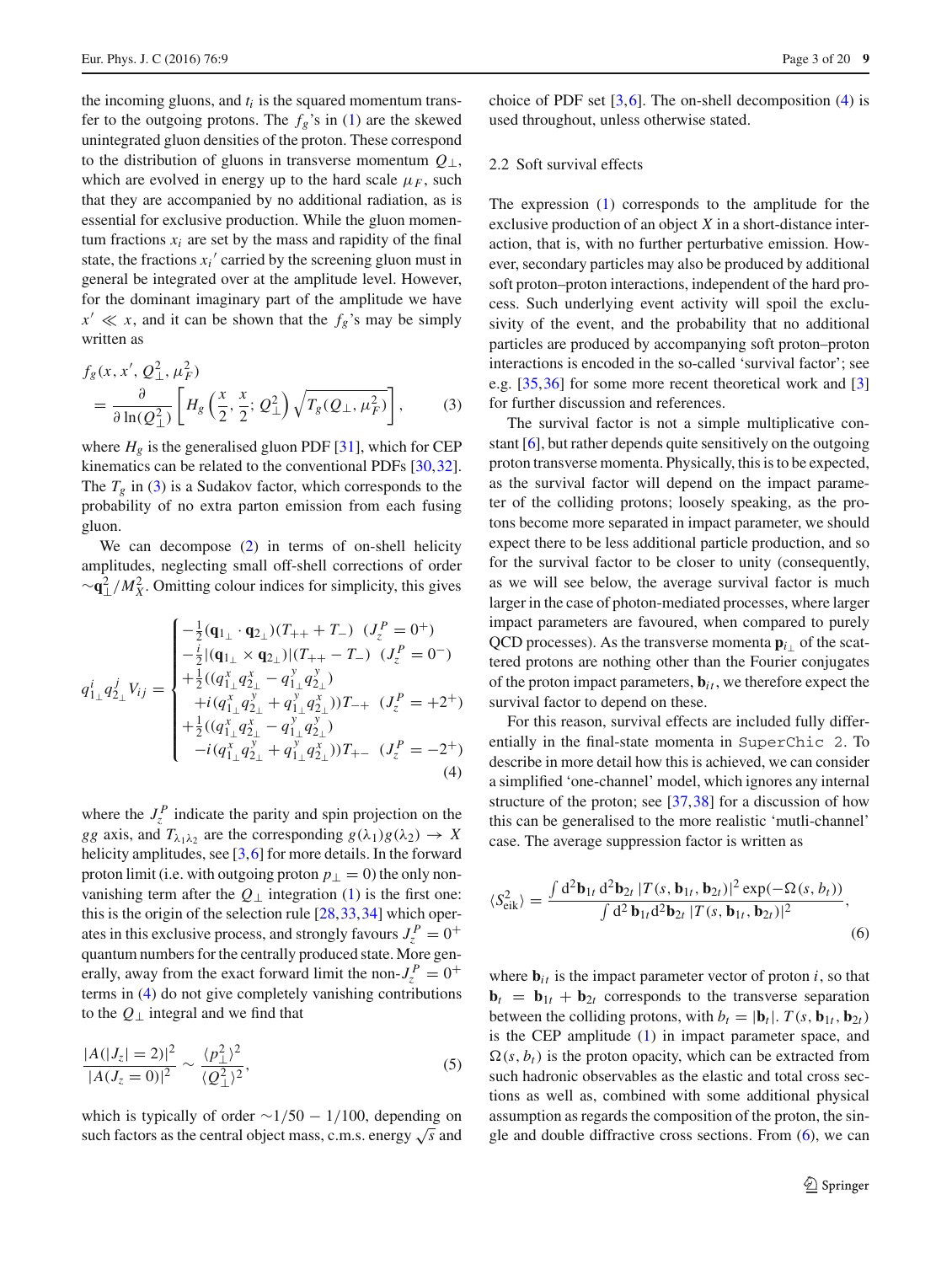the incoming gluons, and $t_i$ is the squared momentum transfer to the outgoing protons. The $f_g$'s in (1) are the skewed unintegrated gluon densities of the proton. These correspond to the distribution of gluons in transverse momentum $Q_\perp$, which are evolved in energy up to the hard scale $\mu_F$, such that they are accompanied by no additional radiation, as is essential for exclusive production. While the gluon momentum fractions $x_i$ are set by the mass and rapidity of the final state, the fractions $x_i'$ carried by the screening gluon must in general be integrated over at the amplitude level. However, for the dominant imaginary part of the amplitude we have $x' \ll x$, and it can be shown that the $f_g$'s may be simply written as

$$f_g(x, x', Q_\perp^2, \mu_F^2) = \frac{\partial}{\partial \ln(Q_\perp^2)}\left[H_g\left(\frac{x}{2}, \frac{x}{2}; Q_\perp^2\right)\sqrt{T_g(Q_\perp, \mu_F^2)}\right], \tag{3}$$

where $H_g$ is the generalised gluon PDF [31], which for CEP kinematics can be related to the conventional PDFs [30,32]. The $T_g$ in (3) is a Sudakov factor, which corresponds to the probability of no extra parton emission from each fusing gluon.

We can decompose (2) in terms of on-shell helicity amplitudes, neglecting small off-shell corrections of order $\sim \mathbf{q}_\perp^2/M_X^2$. Omitting colour indices for simplicity, this gives

$$q_{1_\perp}^i q_{2_\perp}^j V_{ij} = \begin{cases} -\frac{1}{2}(\mathbf{q}_{1_\perp}\cdot \mathbf{q}_{2_\perp})(T_{++}+T_{--}) & (J_z^P = 0^+) \\ -\frac{i}{2}|(\mathbf{q}_{1_\perp}\times \mathbf{q}_{2_\perp})|(T_{++}-T_{--}) & (J_z^P = 0^-) \\ +\frac{1}{2}((q_{1_\perp}^x q_{2_\perp}^x - q_{1_\perp}^y q_{2_\perp}^y) & \\ \quad +i(q_{1_\perp}^x q_{2_\perp}^y + q_{1_\perp}^y q_{2_\perp}^x))T_{-+} & (J_z^P = +2^+) \\ +\frac{1}{2}((q_{1_\perp}^x q_{2_\perp}^x - q_{1_\perp}^y q_{2_\perp}^y) & \\ \quad -i(q_{1_\perp}^x q_{2_\perp}^y + q_{1_\perp}^y q_{2_\perp}^x))T_{+-} & (J_z^P = -2^+) \end{cases} \tag{4}$$

where the $J_z^P$ indicate the parity and spin projection on the $gg$ axis, and $T_{\lambda_1\lambda_2}$ are the corresponding $g(\lambda_1)g(\lambda_2) \to X$ helicity amplitudes, see [3,6] for more details. In the forward proton limit (i.e. with outgoing proton $p_\perp = 0$) the only non-vanishing term after the $Q_\perp$ integration (1) is the first one: this is the origin of the selection rule [28,33,34] which operates in this exclusive process, and strongly favours $J_z^P = 0^+$ quantum numbers for the centrally produced state. More generally, away from the exact forward limit the non-$J_z^P = 0^+$ terms in (4) do not give completely vanishing contributions to the $Q_\perp$ integral and we find that

$$\frac{|A(|J_z| = 2)|^2}{|A(J_z = 0)|^2} \sim \frac{\langle p_\perp^2\rangle^2}{\langle Q_\perp^2\rangle^2}, \tag{5}$$

which is typically of order $\sim 1/50 - 1/100$, depending on such factors as the central object mass, c.m.s. energy $\sqrt{s}$ and choice of PDF set [3,6]. The on-shell decomposition (4) is used throughout, unless otherwise stated.

### 2.2 Soft survival effects

The expression (1) corresponds to the amplitude for the exclusive production of an object $X$ in a short-distance interaction, that is, with no further perturbative emission. However, secondary particles may also be produced by additional soft proton–proton interactions, independent of the hard process. Such underlying event activity will spoil the exclusivity of the event, and the probability that no additional particles are produced by accompanying soft proton–proton interactions is encoded in the so-called 'survival factor'; see e.g. [35,36] for some more recent theoretical work and [3] for further discussion and references.

The survival factor is not a simple multiplicative constant [6], but rather depends quite sensitively on the outgoing proton transverse momenta. Physically, this is to be expected, as the survival factor will depend on the impact parameter of the colliding protons; loosely speaking, as the protons become more separated in impact parameter, we should expect there to be less additional particle production, and so for the survival factor to be closer to unity (consequently, as we will see below, the average survival factor is much larger in the case of photon-mediated processes, where larger impact parameters are favoured, when compared to purely QCD processes). As the transverse momenta $\mathbf{p}_{i_\perp}$ of the scattered protons are nothing other than the Fourier conjugates of the proton impact parameters, $\mathbf{b}_{it}$, we therefore expect the survival factor to depend on these.

For this reason, survival effects are included fully differentially in the final-state momenta in SuperChic 2. To describe in more detail how this is achieved, we can consider a simplified 'one-channel' model, which ignores any internal structure of the proton; see [37,38] for a discussion of how this can be generalised to the more realistic 'mutli-channel' case. The average suppression factor is written as

$$\langle S_{\text{eik}}^2\rangle = \frac{\int d^2\mathbf{b}_{1t}\, d^2\mathbf{b}_{2t}\, |T(s, \mathbf{b}_{1t}, \mathbf{b}_{2t})|^2 \exp(-\Omega(s, b_t))}{\int d^2\, \mathbf{b}_{1t} d^2\mathbf{b}_{2t}\, |T(s, \mathbf{b}_{1t}, \mathbf{b}_{2t})|^2}, \tag{6}$$

where $\mathbf{b}_{it}$ is the impact parameter vector of proton $i$, so that $\mathbf{b}_t = \mathbf{b}_{1t} + \mathbf{b}_{2t}$ corresponds to the transverse separation between the colliding protons, with $b_t = |\mathbf{b}_t|$. $T(s, \mathbf{b}_{1t}, \mathbf{b}_{2t})$ is the CEP amplitude (1) in impact parameter space, and $\Omega(s, b_t)$ is the proton opacity, which can be extracted from such hadronic observables as the elastic and total cross sections as well as, combined with some additional physical assumption as regards the composition of the proton, the single and double diffractive cross sections. From (6), we can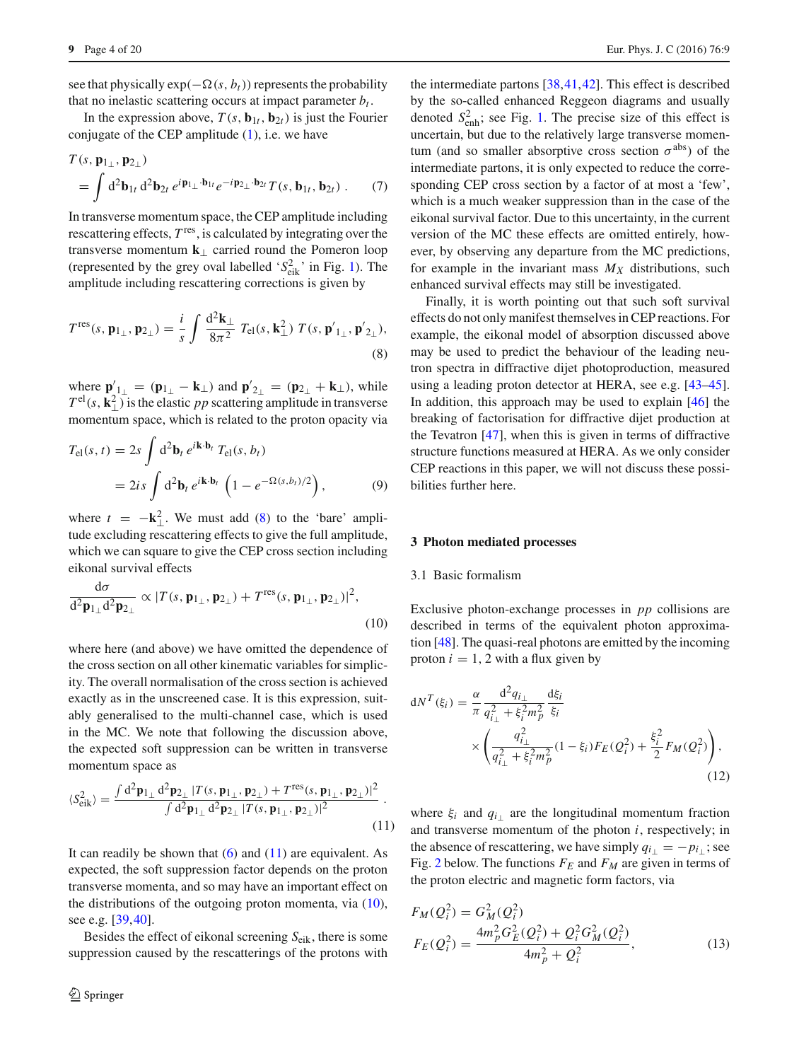see that physically $\exp(-\Omega(s, b_t))$ represents the probability that no inelastic scattering occurs at impact parameter $b_t$.

In the expression above, $T(s, \mathbf{b}_{1t}, \mathbf{b}_{2t})$ is just the Fourier conjugate of the CEP amplitude (1), i.e. we have

$$T(s, \mathbf{p}_{1_\perp}, \mathbf{p}_{2_\perp}) = \int \mathrm{d}^2\mathbf{b}_{1t}\, \mathrm{d}^2\mathbf{b}_{2t}\, e^{i\mathbf{p}_{1_\perp}\cdot \mathbf{b}_{1t}} e^{-i\mathbf{p}_{2_\perp}\cdot \mathbf{b}_{2t}}\, T(s, \mathbf{b}_{1t}, \mathbf{b}_{2t}) \; . \tag{7}$$

In transverse momentum space, the CEP amplitude including rescattering effects, $T^{\rm res}$, is calculated by integrating over the transverse momentum $\mathbf{k}_\perp$ carried round the Pomeron loop (represented by the grey oval labelled '$S^2_{\rm eik}$' in Fig. 1). The amplitude including rescattering corrections is given by

$$T^{\rm res}(s, \mathbf{p}_{1_\perp}, \mathbf{p}_{2_\perp}) = \frac{i}{s} \int \frac{\mathrm{d}^2\mathbf{k}_\perp}{8\pi^2}\; T_{\rm el}(s, \mathbf{k}_\perp^2)\; T(s, \mathbf{p}'_{1_\perp}, \mathbf{p}'_{2_\perp}), \tag{8}$$

where $\mathbf{p}'_{1_\perp} = (\mathbf{p}_{1_\perp} - \mathbf{k}_\perp)$ and $\mathbf{p}'_{2_\perp} = (\mathbf{p}_{2_\perp} + \mathbf{k}_\perp)$, while $T^{\rm el}(s, \mathbf{k}_\perp^2)$ is the elastic $pp$ scattering amplitude in transverse momentum space, which is related to the proton opacity via

$$\begin{aligned} T_{\rm el}(s, t) &= 2s \int \mathrm{d}^2\mathbf{b}_t\, e^{i\mathbf{k}\cdot \mathbf{b}_t}\; T_{\rm el}(s, b_t) \\ &= 2is \int \mathrm{d}^2\mathbf{b}_t\, e^{i\mathbf{k}\cdot \mathbf{b}_t} \left(1 - e^{-\Omega(s, b_t)/2}\right), \end{aligned} \tag{9}$$

where $t = -\mathbf{k}_\perp^2$. We must add (8) to the 'bare' amplitude excluding rescattering effects to give the full amplitude, which we can square to give the CEP cross section including eikonal survival effects

$$\frac{\mathrm{d}\sigma}{\mathrm{d}^2\mathbf{p}_{1_\perp}\mathrm{d}^2\mathbf{p}_{2_\perp}} \propto |T(s, \mathbf{p}_{1_\perp}, \mathbf{p}_{2_\perp}) + T^{\rm res}(s, \mathbf{p}_{1_\perp}, \mathbf{p}_{2_\perp})|^2, \tag{10}$$

where here (and above) we have omitted the dependence of the cross section on all other kinematic variables for simplicity. The overall normalisation of the cross section is achieved exactly as in the unscreened case. It is this expression, suitably generalised to the multi-channel case, which is used in the MC. We note that following the discussion above, the expected soft suppression can be written in transverse momentum space as

$$\langle S^2_{\rm eik}\rangle = \frac{\int \mathrm{d}^2\mathbf{p}_{1_\perp}\, \mathrm{d}^2\mathbf{p}_{2_\perp}\, |T(s, \mathbf{p}_{1_\perp}, \mathbf{p}_{2_\perp}) + T^{\rm res}(s, \mathbf{p}_{1_\perp}, \mathbf{p}_{2_\perp})|^2}{\int \mathrm{d}^2\mathbf{p}_{1_\perp}\, \mathrm{d}^2\mathbf{p}_{2_\perp}\, |T(s, \mathbf{p}_{1_\perp}, \mathbf{p}_{2_\perp})|^2} \; . \tag{11}$$

It can readily be shown that (6) and (11) are equivalent. As expected, the soft suppression factor depends on the proton transverse momenta, and so may have an important effect on the distributions of the outgoing proton momenta, via (10), see e.g. [39,40].

Besides the effect of eikonal screening $S_{\rm eik}$, there is some suppression caused by the rescatterings of the protons with the intermediate partons [38,41,42]. This effect is described by the so-called enhanced Reggeon diagrams and usually denoted $S^2_{\rm enh}$; see Fig. 1. The precise size of this effect is uncertain, but due to the relatively large transverse momentum (and so smaller absorptive cross section $\sigma^{\rm abs}$) of the intermediate partons, it is only expected to reduce the corresponding CEP cross section by a factor of at most a 'few', which is a much weaker suppression than in the case of the eikonal survival factor. Due to this uncertainty, in the current version of the MC these effects are omitted entirely, however, by observing any departure from the MC predictions, for example in the invariant mass $M_X$ distributions, such enhanced survival effects may still be investigated.

Finally, it is worth pointing out that such soft survival effects do not only manifest themselves in CEP reactions. For example, the eikonal model of absorption discussed above may be used to predict the behaviour of the leading neutron spectra in diffractive dijet photoproduction, measured using a leading proton detector at HERA, see e.g. [43–45]. In addition, this approach may be used to explain [46] the breaking of factorisation for diffractive dijet production at the Tevatron [47], when this is given in terms of diffractive structure functions measured at HERA. As we only consider CEP reactions in this paper, we will not discuss these possibilities further here.

## 3 Photon mediated processes

### 3.1 Basic formalism

Exclusive photon-exchange processes in $pp$ collisions are described in terms of the equivalent photon approximation [48]. The quasi-real photons are emitted by the incoming proton $i = 1, 2$ with a flux given by

$$\mathrm{d}N^T(\xi_i) = \frac{\alpha}{\pi} \frac{\mathrm{d}^2 q_{i_\perp}}{q^2_{i_\perp} + \xi_i^2 m_p^2} \frac{\mathrm{d}\xi_i}{\xi_i} \times \left( \frac{q^2_{i_\perp}}{q^2_{i_\perp} + \xi_i^2 m_p^2}(1 - \xi_i) F_E(Q_i^2) + \frac{\xi_i^2}{2} F_M(Q_i^2) \right), \tag{12}$$

where $\xi_i$ and $q_{i_\perp}$ are the longitudinal momentum fraction and transverse momentum of the photon $i$, respectively; in the absence of rescattering, we have simply $q_{i_\perp} = -p_{i_\perp}$; see Fig. 2 below. The functions $F_E$ and $F_M$ are given in terms of the proton electric and magnetic form factors, via

$$\begin{aligned} F_M(Q_i^2) &= G_M^2(Q_i^2) \\ F_E(Q_i^2) &= \frac{4m_p^2 G_E^2(Q_i^2) + Q_i^2 G_M^2(Q_i^2)}{4m_p^2 + Q_i^2}, \end{aligned} \tag{13}$$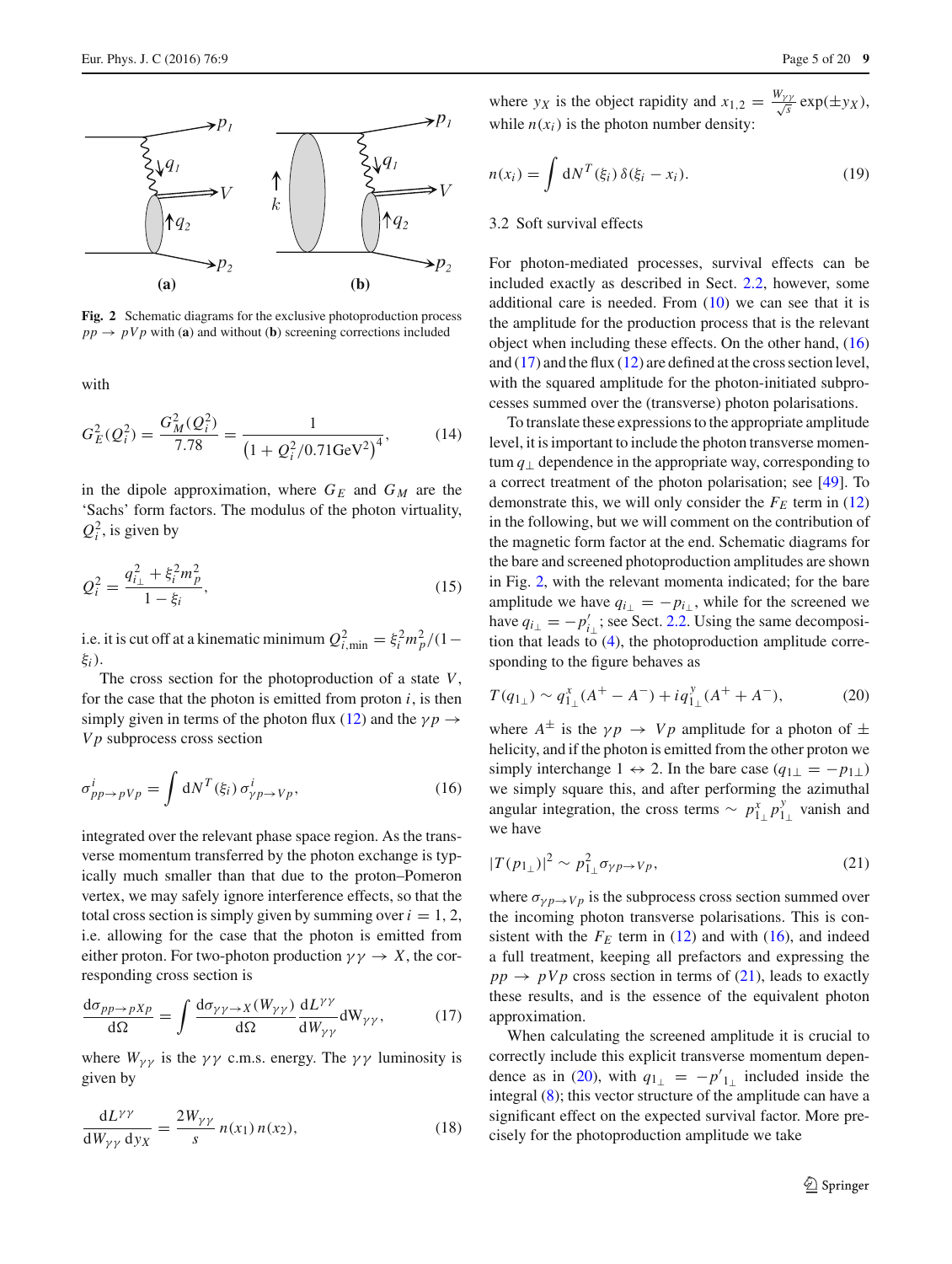**Fig. 2** Schematic diagrams for the exclusive photoproduction process $pp \to pVp$ with (**a**) and without (**b**) screening corrections included

with

$$G_E^2(Q_i^2) = \frac{G_M^2(Q_i^2)}{7.78} = \frac{1}{\left(1 + Q_i^2/0.71\text{GeV}^2\right)^4}, \tag{14}$$

in the dipole approximation, where $G_E$ and $G_M$ are the 'Sachs' form factors. The modulus of the photon virtuality, $Q_i^2$, is given by

$$Q_i^2 = \frac{q_{i\perp}^2 + \xi_i^2 m_p^2}{1-\xi_i}, \tag{15}$$

i.e. it is cut off at a kinematic minimum $Q^2_{i,\text{min}} = \xi_i^2 m_p^2/(1-\xi_i)$.

The cross section for the photoproduction of a state $V$, for the case that the photon is emitted from proton $i$, is then simply given in terms of the photon flux (12) and the $\gamma p \to Vp$ subprocess cross section

$$\sigma^i_{pp\to pVp} = \int \text{d}N^T(\xi_i)\, \sigma^i_{\gamma p \to Vp}, \tag{16}$$

integrated over the relevant phase space region. As the transverse momentum transferred by the photon exchange is typically much smaller than that due to the proton–Pomeron vertex, we may safely ignore interference effects, so that the total cross section is simply given by summing over $i = 1, 2$, i.e. allowing for the case that the photon is emitted from either proton. For two-photon production $\gamma\gamma \to X$, the corresponding cross section is

$$\frac{\text{d}\sigma_{pp\to pXp}}{\text{d}\Omega} = \int \frac{\text{d}\sigma_{\gamma\gamma\to X}(W_{\gamma\gamma})}{\text{d}\Omega}\frac{\text{d}L^{\gamma\gamma}}{\text{d}W_{\gamma\gamma}}\text{d}W_{\gamma\gamma}, \tag{17}$$

where $W_{\gamma\gamma}$ is the $\gamma\gamma$ c.m.s. energy. The $\gamma\gamma$ luminosity is given by

$$\frac{\text{d}L^{\gamma\gamma}}{\text{d}W_{\gamma\gamma}\,\text{d}y_X} = \frac{2W_{\gamma\gamma}}{s}\, n(x_1)\, n(x_2), \tag{18}$$

where $y_X$ is the object rapidity and $x_{1,2} = \frac{W_{\gamma\gamma}}{\sqrt{s}}\exp(\pm y_X)$, while $n(x_i)$ is the photon number density:

$$n(x_i) = \int \text{d}N^T(\xi_i)\, \delta(\xi_i - x_i). \tag{19}$$

### 3.2 Soft survival effects

For photon-mediated processes, survival effects can be included exactly as described in Sect. 2.2, however, some additional care is needed. From (10) we can see that it is the amplitude for the production process that is the relevant object when including these effects. On the other hand, (16) and (17) and the flux (12) are defined at the cross section level, with the squared amplitude for the photon-initiated subprocesses summed over the (transverse) photon polarisations.

To translate these expressions to the appropriate amplitude level, it is important to include the photon transverse momentum $q_\perp$ dependence in the appropriate way, corresponding to a correct treatment of the photon polarisation; see [49]. To demonstrate this, we will only consider the $F_E$ term in (12) in the following, but we will comment on the contribution of the magnetic form factor at the end. Schematic diagrams for the bare and screened photoproduction amplitudes are shown in Fig. 2, with the relevant momenta indicated; for the bare amplitude we have $q_{i_\perp} = -p_{i_\perp}$, while for the screened we have $q_{i_\perp} = -p'_{i_\perp}$; see Sect. 2.2. Using the same decomposition that leads to (4), the photoproduction amplitude corresponding to the figure behaves as

$$T(q_{1_\perp}) \sim q^x_{1_\perp}(A^+ - A^-) + iq^y_{1_\perp}(A^+ + A^-), \tag{20}$$

where $A^\pm$ is the $\gamma p \to Vp$ amplitude for a photon of $\pm$ helicity, and if the photon is emitted from the other proton we simply interchange $1 \leftrightarrow 2$. In the bare case ($q_{1\perp} = -p_{1\perp}$) we simply square this, and after performing the azimuthal angular integration, the cross terms $\sim p^x_{1_\perp} p^y_{1_\perp}$ vanish and we have

$$|T(p_{1_\perp})|^2 \sim p^2_{1_\perp}\sigma_{\gamma p\to Vp}, \tag{21}$$

where $\sigma_{\gamma p \to Vp}$ is the subprocess cross section summed over the incoming photon transverse polarisations. This is consistent with the $F_E$ term in (12) and with (16), and indeed a full treatment, keeping all prefactors and expressing the $pp \to pVp$ cross section in terms of (21), leads to exactly these results, and is the essence of the equivalent photon approximation.

When calculating the screened amplitude it is crucial to correctly include this explicit transverse momentum dependence as in (20), with $q_{1_\perp} = -p'_{1_\perp}$ included inside the integral (8); this vector structure of the amplitude can have a significant effect on the expected survival factor. More precisely for the photoproduction amplitude we take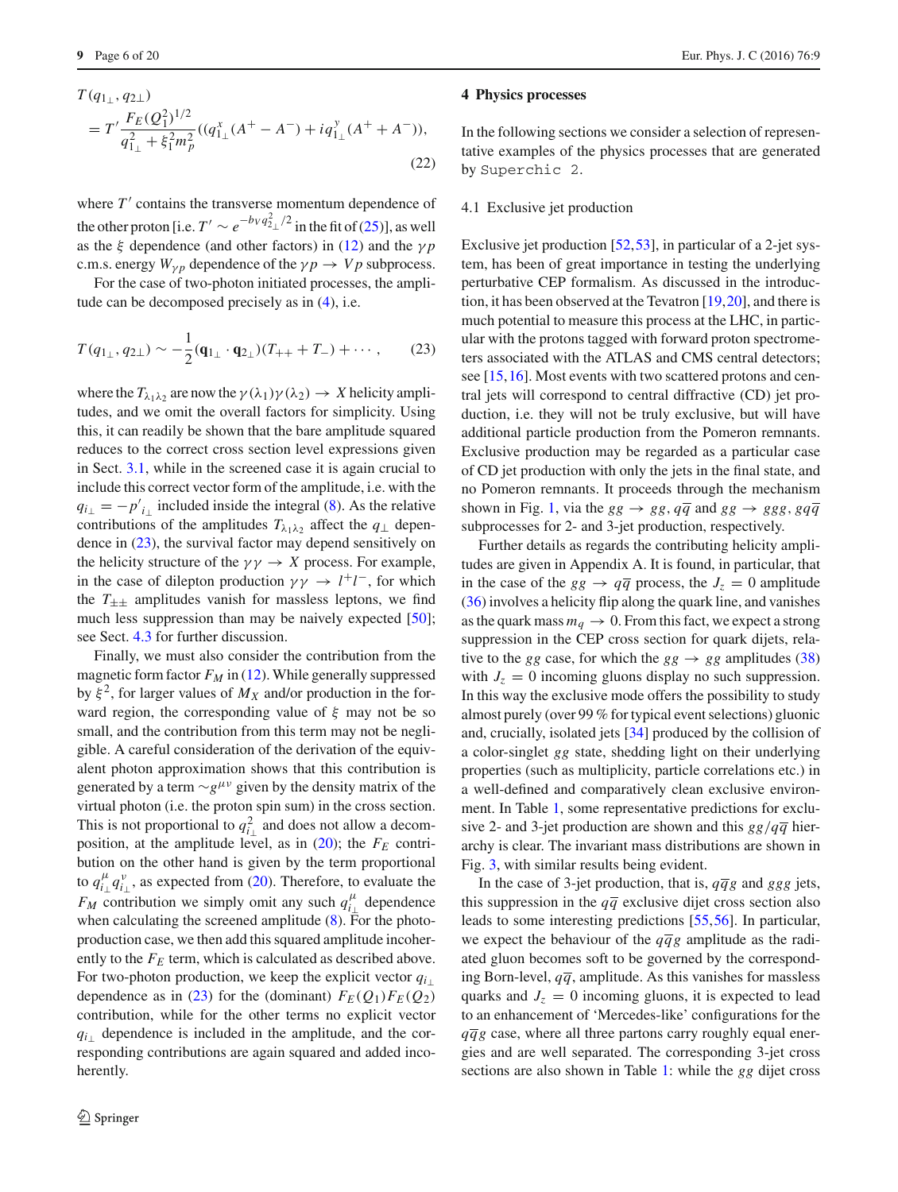$$T(q_{1_\perp}, q_{2\perp}) = T' \frac{F_E(Q_1^2)^{1/2}}{q_{1_\perp}^2 + \xi_1^2 m_p^2} ((q_{1_\perp}^x (A^+ - A^-) + i q_{1_\perp}^y (A^+ + A^-)), \tag{22}$$

where $T'$ contains the transverse momentum dependence of the other proton [i.e. $T' \sim e^{-b_V q_{2_\perp}^2/2}$ in the fit of (25)], as well as the $\xi$ dependence (and other factors) in (12) and the $\gamma p$ c.m.s. energy $W_{\gamma p}$ dependence of the $\gamma p \to Vp$ subprocess.

For the case of two-photon initiated processes, the amplitude can be decomposed precisely as in (4), i.e.

$$T(q_{1_\perp}, q_{2\perp}) \sim -\frac{1}{2}(\mathbf{q}_{1_\perp} \cdot \mathbf{q}_{2_\perp})(T_{++} + T_{-}) + \cdots, \tag{23}$$

where the $T_{\lambda_1\lambda_2}$ are now the $\gamma(\lambda_1)\gamma(\lambda_2) \to X$ helicity amplitudes, and we omit the overall factors for simplicity. Using this, it can readily be shown that the bare amplitude squared reduces to the correct cross section level expressions given in Sect. 3.1, while in the screened case it is again crucial to include this correct vector form of the amplitude, i.e. with the $q_{i_\perp} = -p'_{i_\perp}$ included inside the integral (8). As the relative contributions of the amplitudes $T_{\lambda_1\lambda_2}$ affect the $q_\perp$ dependence in (23), the survival factor may depend sensitively on the helicity structure of the $\gamma\gamma \to X$ process. For example, in the case of dilepton production $\gamma\gamma \to l^+l^-$, for which the $T_{\pm\pm}$ amplitudes vanish for massless leptons, we find much less suppression than may be naively expected [50]; see Sect. 4.3 for further discussion.

Finally, we must also consider the contribution from the magnetic form factor $F_M$ in (12). While generally suppressed by $\xi^2$, for larger values of $M_X$ and/or production in the forward region, the corresponding value of $\xi$ may not be so small, and the contribution from this term may not be negligible. A careful consideration of the derivation of the equivalent photon approximation shows that this contribution is generated by a term $\sim g^{\mu\nu}$ given by the density matrix of the virtual photon (i.e. the proton spin sum) in the cross section. This is not proportional to $q_{i_\perp}^2$ and does not allow a decomposition, at the amplitude level, as in (20); the $F_E$ contribution on the other hand is given by the term proportional to $q_{i_\perp}^\mu q_{i_\perp}^\nu$, as expected from (20). Therefore, to evaluate the $F_M$ contribution we simply omit any such $q_{i_\perp}^\mu$ dependence when calculating the screened amplitude (8). For the photoproduction case, we then add this squared amplitude incoherently to the $F_E$ term, which is calculated as described above. For two-photon production, we keep the explicit vector $q_{i_\perp}$ dependence as in (23) for the (dominant) $F_E(Q_1)F_E(Q_2)$ contribution, while for the other terms no explicit vector $q_{i_\perp}$ dependence is included in the amplitude, and the corresponding contributions are again squared and added incoherently.

## 4 Physics processes

In the following sections we consider a selection of representative examples of the physics processes that are generated by `Superchic 2`.

### 4.1 Exclusive jet production

Exclusive jet production [52,53], in particular of a 2-jet system, has been of great importance in testing the underlying perturbative CEP formalism. As discussed in the introduction, it has been observed at the Tevatron [19,20], and there is much potential to measure this process at the LHC, in particular with the protons tagged with forward proton spectrometers associated with the ATLAS and CMS central detectors; see [15,16]. Most events with two scattered protons and central jets will correspond to central diffractive (CD) jet production, i.e. they will not be truly exclusive, but will have additional particle production from the Pomeron remnants. Exclusive production may be regarded as a particular case of CD jet production with only the jets in the final state, and no Pomeron remnants. It proceeds through the mechanism shown in Fig. 1, via the $gg \to gg, q\overline{q}$ and $gg \to ggg, gq\overline{q}$ subprocesses for 2- and 3-jet production, respectively.

Further details as regards the contributing helicity amplitudes are given in Appendix A. It is found, in particular, that in the case of the $gg \to q\overline{q}$ process, the $J_z = 0$ amplitude (36) involves a helicity flip along the quark line, and vanishes as the quark mass $m_q \to 0$. From this fact, we expect a strong suppression in the CEP cross section for quark dijets, relative to the $gg$ case, for which the $gg \to gg$ amplitudes (38) with $J_z = 0$ incoming gluons display no such suppression. In this way the exclusive mode offers the possibility to study almost purely (over 99 % for typical event selections) gluonic and, crucially, isolated jets [34] produced by the collision of a color-singlet $gg$ state, shedding light on their underlying properties (such as multiplicity, particle correlations etc.) in a well-defined and comparatively clean exclusive environment. In Table 1, some representative predictions for exclusive 2- and 3-jet production are shown and this $gg/q\overline{q}$ hierarchy is clear. The invariant mass distributions are shown in Fig. 3, with similar results being evident.

In the case of 3-jet production, that is, $q\overline{q}g$ and $ggg$ jets, this suppression in the $q\overline{q}$ exclusive dijet cross section also leads to some interesting predictions [55,56]. In particular, we expect the behaviour of the $q\overline{q}g$ amplitude as the radiated gluon becomes soft to be governed by the corresponding Born-level, $q\overline{q}$, amplitude. As this vanishes for massless quarks and $J_z = 0$ incoming gluons, it is expected to lead to an enhancement of 'Mercedes-like' configurations for the $q\overline{q}g$ case, where all three partons carry roughly equal energies and are well separated. The corresponding 3-jet cross sections are also shown in Table 1: while the $gg$ dijet cross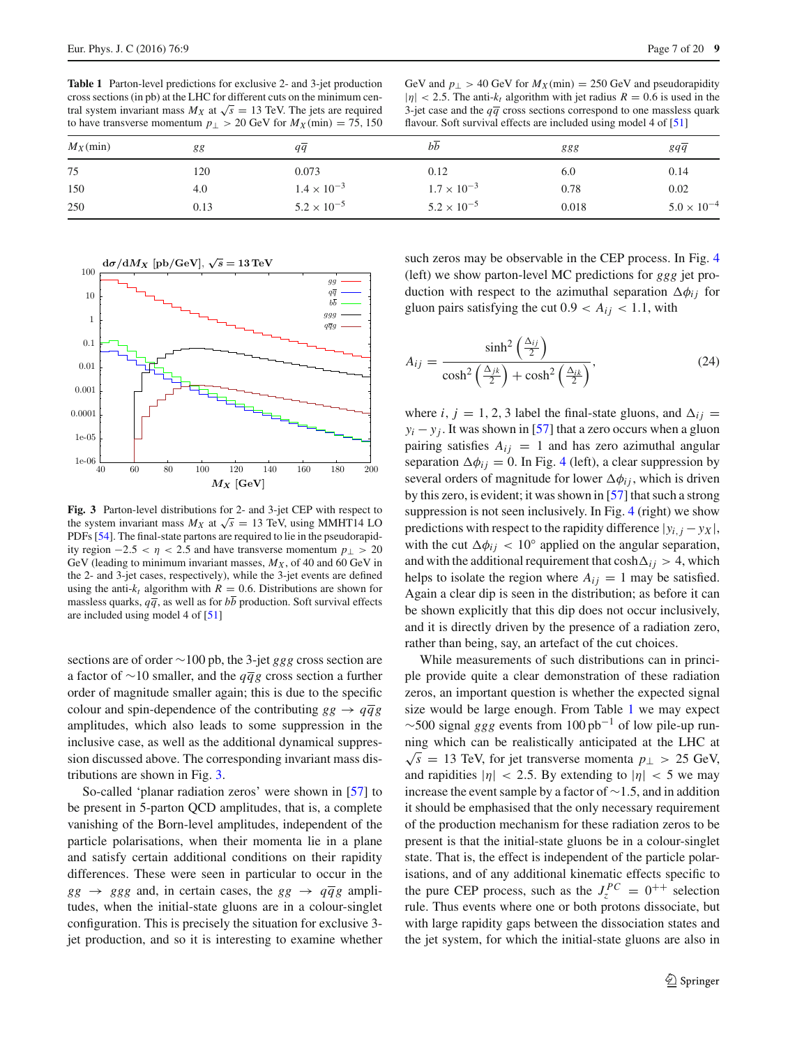**Table 1** Parton-level predictions for exclusive 2- and 3-jet production cross sections (in pb) at the LHC for different cuts on the minimum central system invariant mass $M_X$ at $\sqrt{s} = 13$ TeV. The jets are required to have transverse momentum $p_\perp > 20$ GeV for $M_X(\text{min}) = 75$, 150 GeV and $p_\perp > 40$ GeV for $M_X(\text{min}) = 250$ GeV and pseudorapidity $|\eta| < 2.5$. The anti-$k_t$ algorithm with jet radius $R = 0.6$ is used in the 3-jet case and the $q\overline{q}$ cross sections correspond to one massless quark flavour. Soft survival effects are included using model 4 of [51]

| $M_X(\text{min})$ | $gg$ | $q\overline{q}$ | $b\overline{b}$ | $ggg$ | $gq\overline{q}$ |
|---|---|---|---|---|---|
| 75 | 120 | 0.073 | 0.12 | 6.0 | 0.14 |
| 150 | 4.0 | $1.4 \times 10^{-3}$ | $1.7 \times 10^{-3}$ | 0.78 | 0.02 |
| 250 | 0.13 | $5.2 \times 10^{-5}$ | $5.2 \times 10^{-5}$ | 0.018 | $5.0 \times 10^{-4}$ |

**Fig. 3** Parton-level distributions for 2- and 3-jet CEP with respect to the system invariant mass $M_X$ at $\sqrt{s} = 13$ TeV, using MMHT14 LO PDFs [54]. The final-state partons are required to lie in the pseudorapidity region $-2.5 < \eta < 2.5$ and have transverse momentum $p_\perp > 20$ GeV (leading to minimum invariant masses, $M_X$, of 40 and 60 GeV in the 2- and 3-jet cases, respectively), while the 3-jet events are defined using the anti-$k_t$ algorithm with $R = 0.6$. Distributions are shown for massless quarks, $q\overline{q}$, as well as for $b\overline{b}$ production. Soft survival effects are included using model 4 of [51]

sections are of order ~100 pb, the 3-jet $ggg$ cross section are a factor of ~10 smaller, and the $q\overline{q}g$ cross section a further order of magnitude smaller again; this is due to the specific colour and spin-dependence of the contributing $gg \to q\overline{q}g$ amplitudes, which also leads to some suppression in the inclusive case, as well as the additional dynamical suppression discussed above. The corresponding invariant mass distributions are shown in Fig. 3.

So-called 'planar radiation zeros' were shown in [57] to be present in 5-parton QCD amplitudes, that is, a complete vanishing of the Born-level amplitudes, independent of the particle polarisations, when their momenta lie in a plane and satisfy certain additional conditions on their rapidity differences. These were seen in particular to occur in the $gg \to ggg$ and, in certain cases, the $gg \to q\overline{q}g$ amplitudes, when the initial-state gluons are in a colour-singlet configuration. This is precisely the situation for exclusive 3-jet production, and so it is interesting to examine whether such zeros may be observable in the CEP process. In Fig. 4 (left) we show parton-level MC predictions for $ggg$ jet production with respect to the azimuthal separation $\Delta\phi_{ij}$ for gluon pairs satisfying the cut $0.9 < A_{ij} < 1.1$, with

$$A_{ij} = \frac{\sinh^2\left(\frac{\Delta_{ij}}{2}\right)}{\cosh^2\left(\frac{\Delta_{jk}}{2}\right) + \cosh^2\left(\frac{\Delta_{ik}}{2}\right)}, \tag{24}$$

where $i, j = 1, 2, 3$ label the final-state gluons, and $\Delta_{ij} = y_i - y_j$. It was shown in [57] that a zero occurs when a gluon pairing satisfies $A_{ij} = 1$ and has zero azimuthal angular separation $\Delta\phi_{ij} = 0$. In Fig. 4 (left), a clear suppression by several orders of magnitude for lower $\Delta\phi_{ij}$, which is driven by this zero, is evident; it was shown in [57] that such a strong suppression is not seen inclusively. In Fig. 4 (right) we show predictions with respect to the rapidity difference $|y_{i,j} - y_X|$, with the cut $\Delta\phi_{ij} < 10^\circ$ applied on the angular separation, and with the additional requirement that $\cosh\Delta_{ij} > 4$, which helps to isolate the region where $A_{ij} = 1$ may be satisfied. Again a clear dip is seen in the distribution; as before it can be shown explicitly that this dip does not occur inclusively, and it is directly driven by the presence of a radiation zero, rather than being, say, an artefact of the cut choices.

While measurements of such distributions can in principle provide quite a clear demonstration of these radiation zeros, an important question is whether the expected signal size would be large enough. From Table 1 we may expect ~500 signal $ggg$ events from 100 pb$^{-1}$ of low pile-up running which can be realistically anticipated at the LHC at $\sqrt{s} = 13$ TeV, for jet transverse momenta $p_\perp > 25$ GeV, and rapidities $|\eta| < 2.5$. By extending to $|\eta| < 5$ we may increase the event sample by a factor of ~1.5, and in addition it should be emphasised that the only necessary requirement of the production mechanism for these radiation zeros to be present is that the initial-state gluons be in a colour-singlet state. That is, the effect is independent of the particle polarisations, and of any additional kinematic effects specific to the pure CEP process, such as the $J_z^{PC} = 0^{++}$ selection rule. Thus events where one or both protons dissociate, but with large rapidity gaps between the dissociation states and the jet system, for which the initial-state gluons are also in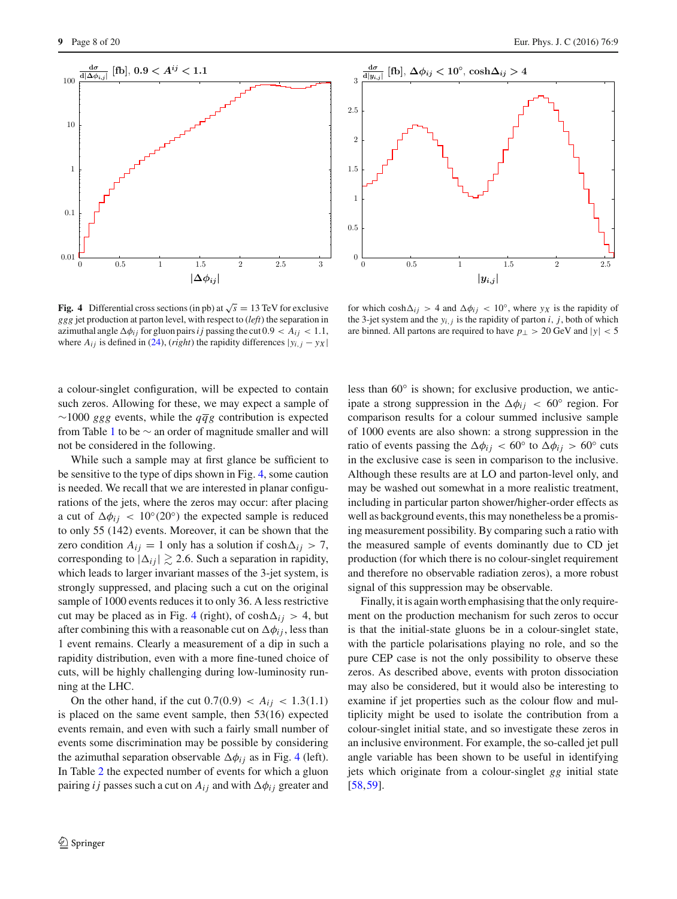**Fig. 4** Differential cross sections (in pb) at $\sqrt{s} = 13$ TeV for exclusive $ggg$ jet production at parton level, with respect to (*left*) the separation in azimuthal angle $\Delta\phi_{ij}$ for gluon pairs $ij$ passing the cut $0.9 < A_{ij} < 1.1$, where $A_{ij}$ is defined in (24), (*right*) the rapidity differences $|y_{i,j} - y_X|$ for which $\cosh\Delta_{ij} > 4$ and $\Delta\phi_{ij} < 10°$, where $y_X$ is the rapidity of the 3-jet system and the $y_{i,j}$ is the rapidity of parton $i$, $j$, both of which are binned. All partons are required to have $p_\perp > 20$ GeV and $|y| < 5$

a colour-singlet configuration, will be expected to contain such zeros. Allowing for these, we may expect a sample of $\sim$1000 $ggg$ events, while the $q\overline{q}g$ contribution is expected from Table 1 to be $\sim$ an order of magnitude smaller and will not be considered in the following.

While such a sample may at first glance be sufficient to be sensitive to the type of dips shown in Fig. 4, some caution is needed. We recall that we are interested in planar configurations of the jets, where the zeros may occur: after placing a cut of $\Delta\phi_{ij} < 10°(20°)$ the expected sample is reduced to only 55 (142) events. Moreover, it can be shown that the zero condition $A_{ij} = 1$ only has a solution if $\cosh\Delta_{ij} > 7$, corresponding to $|\Delta_{ij}| \gtrsim 2.6$. Such a separation in rapidity, which leads to larger invariant masses of the 3-jet system, is strongly suppressed, and placing such a cut on the original sample of 1000 events reduces it to only 36. A less restrictive cut may be placed as in Fig. 4 (right), of $\cosh\Delta_{ij} > 4$, but after combining this with a reasonable cut on $\Delta\phi_{ij}$, less than 1 event remains. Clearly a measurement of a dip in such a rapidity distribution, even with a more fine-tuned choice of cuts, will be highly challenging during low-luminosity running at the LHC.

On the other hand, if the cut $0.7(0.9) < A_{ij} < 1.3(1.1)$ is placed on the same event sample, then 53(16) expected events remain, and even with such a fairly small number of events some discrimination may be possible by considering the azimuthal separation observable $\Delta\phi_{ij}$ as in Fig. 4 (left). In Table 2 the expected number of events for which a gluon pairing $ij$ passes such a cut on $A_{ij}$ and with $\Delta\phi_{ij}$ greater and less than 60° is shown; for exclusive production, we anticipate a strong suppression in the $\Delta\phi_{ij} < 60°$ region. For comparison results for a colour summed inclusive sample of 1000 events are also shown: a strong suppression in the ratio of events passing the $\Delta\phi_{ij} < 60°$ to $\Delta\phi_{ij} > 60°$ cuts in the exclusive case is seen in comparison to the inclusive. Although these results are at LO and parton-level only, and may be washed out somewhat in a more realistic treatment, including in particular parton shower/higher-order effects as well as background events, this may nonetheless be a promising measurement possibility. By comparing such a ratio with the measured sample of events dominantly due to CD jet production (for which there is no colour-singlet requirement and therefore no observable radiation zeros), a more robust signal of this suppression may be observable.

Finally, it is again worth emphasising that the only requirement on the production mechanism for such zeros to occur is that the initial-state gluons be in a colour-singlet state, with the particle polarisations playing no role, and so the pure CEP case is not the only possibility to observe these zeros. As described above, events with proton dissociation may also be considered, but it would also be interesting to examine if jet properties such as the colour flow and multiplicity might be used to isolate the contribution from a colour-singlet initial state, and so investigate these zeros in an inclusive environment. For example, the so-called jet pull angle variable has been shown to be useful in identifying jets which originate from a colour-singlet $gg$ initial state [58,59].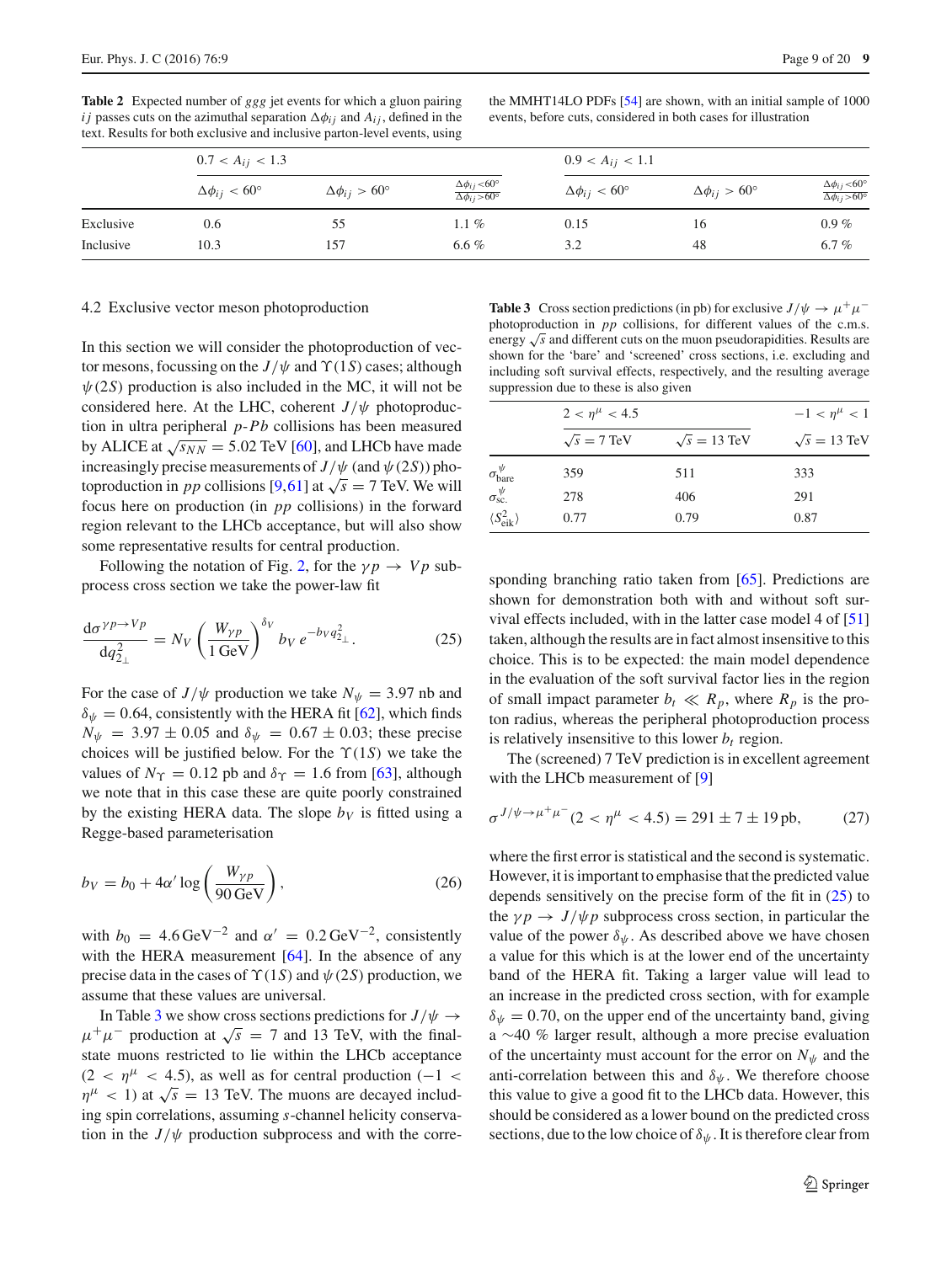**Table 2** Expected number of $ggg$ jet events for which a gluon pairing $ij$ passes cuts on the azimuthal separation $\Delta\phi_{ij}$ and $A_{ij}$, defined in the text. Results for both exclusive and inclusive parton-level events, using the MMHT14LO PDFs [54] are shown, with an initial sample of 1000 events, before cuts, considered in both cases for illustration

| | $0.7 < A_{ij} < 1.3$ | | | $0.9 < A_{ij} < 1.1$ | | |
|---|---|---|---|---|---|---|
| | $\Delta\phi_{ij} < 60°$ | $\Delta\phi_{ij} > 60°$ | $\frac{\Delta\phi_{ij}<60°}{\Delta\phi_{ij}>60°}$ | $\Delta\phi_{ij} < 60°$ | $\Delta\phi_{ij} > 60°$ | $\frac{\Delta\phi_{ij}<60°}{\Delta\phi_{ij}>60°}$ |
| Exclusive | 0.6 | 55 | 1.1 % | 0.15 | 16 | 0.9 % |
| Inclusive | 10.3 | 157 | 6.6 % | 3.2 | 48 | 6.7 % |

## 4.2 Exclusive vector meson photoproduction

In this section we will consider the photoproduction of vector mesons, focussing on the $J/\psi$ and $\Upsilon(1S)$ cases; although $\psi(2S)$ production is also included in the MC, it will not be considered here. At the LHC, coherent $J/\psi$ photoproduction in ultra peripheral $p$-$Pb$ collisions has been measured by ALICE at $\sqrt{s_{NN}} = 5.02$ TeV [60], and LHCb have made increasingly precise measurements of $J/\psi$ (and $\psi(2S)$) photoproduction in $pp$ collisions [9,61] at $\sqrt{s} = 7$ TeV. We will focus here on production (in $pp$ collisions) in the forward region relevant to the LHCb acceptance, but will also show some representative results for central production.

Following the notation of Fig. 2, for the $\gamma p \to Vp$ subprocess cross section we take the power-law fit

$$\frac{\mathrm{d}\sigma^{\gamma p\to Vp}}{\mathrm{d}q_{2_\perp}^2} = N_V \left(\frac{W_{\gamma p}}{1\,\mathrm{GeV}}\right)^{\delta_V} b_V\, e^{-b_V q_{2_\perp}^2}. \tag{25}$$

For the case of $J/\psi$ production we take $N_\psi = 3.97$ nb and $\delta_\psi = 0.64$, consistently with the HERA fit [62], which finds $N_\psi = 3.97 \pm 0.05$ and $\delta_\psi = 0.67 \pm 0.03$; these precise choices will be justified below. For the $\Upsilon(1S)$ we take the values of $N_\Upsilon = 0.12$ pb and $\delta_\Upsilon = 1.6$ from [63], although we note that in this case these are quite poorly constrained by the existing HERA data. The slope $b_V$ is fitted using a Regge-based parameterisation

$$b_V = b_0 + 4\alpha' \log\left(\frac{W_{\gamma p}}{90\,\mathrm{GeV}}\right), \tag{26}$$

with $b_0 = 4.6\,\mathrm{GeV}^{-2}$ and $\alpha' = 0.2\,\mathrm{GeV}^{-2}$, consistently with the HERA measurement [64]. In the absence of any precise data in the cases of $\Upsilon(1S)$ and $\psi(2S)$ production, we assume that these values are universal.

In Table 3 we show cross sections predictions for $J/\psi \to \mu^+\mu^-$ production at $\sqrt{s} = 7$ and 13 TeV, with the final-state muons restricted to lie within the LHCb acceptance ($2 < \eta^\mu < 4.5$), as well as for central production ($-1 < \eta^\mu < 1$) at $\sqrt{s} = 13$ TeV. The muons are decayed including spin correlations, assuming $s$-channel helicity conservation in the $J/\psi$ production subprocess and with the corresponding branching ratio taken from [65]. Predictions are shown for demonstration both with and without soft survival effects included, with in the latter case model 4 of [51] taken, although the results are in fact almost insensitive to this choice. This is to be expected: the main model dependence in the evaluation of the soft survival factor lies in the region of small impact parameter $b_t \ll R_p$, where $R_p$ is the proton radius, whereas the peripheral photoproduction process is relatively insensitive to this lower $b_t$ region.

**Table 3** Cross section predictions (in pb) for exclusive $J/\psi \to \mu^+\mu^-$ photoproduction in $pp$ collisions, for different values of the c.m.s. energy $\sqrt{s}$ and different cuts on the muon pseudorapidities. Results are shown for the 'bare' and 'screened' cross sections, i.e. excluding and including soft survival effects, respectively, and the resulting average suppression due to these is also given

| | $2 < \eta^\mu < 4.5$ | | $-1 < \eta^\mu < 1$ |
|---|---|---|---|
| | $\sqrt{s} = 7$ TeV | $\sqrt{s} = 13$ TeV | $\sqrt{s} = 13$ TeV |
| $\sigma^\psi_{\mathrm{bare}}$ | 359 | 511 | 333 |
| $\sigma^\psi_{\mathrm{sc.}}$ | 278 | 406 | 291 |
| $\langle S^2_{\mathrm{eik}}\rangle$ | 0.77 | 0.79 | 0.87 |

The (screened) 7 TeV prediction is in excellent agreement with the LHCb measurement of [9]

$$\sigma^{J/\psi\to\mu^+\mu^-}(2 < \eta^\mu < 4.5) = 291 \pm 7 \pm 19\,\mathrm{pb}, \tag{27}$$

where the first error is statistical and the second is systematic. However, it is important to emphasise that the predicted value depends sensitively on the precise form of the fit in (25) to the $\gamma p \to J/\psi p$ subprocess cross section, in particular the value of the power $\delta_\psi$. As described above we have chosen a value for this which is at the lower end of the uncertainty band of the HERA fit. Taking a larger value will lead to an increase in the predicted cross section, with for example $\delta_\psi = 0.70$, on the upper end of the uncertainty band, giving a ~40 % larger result, although a more precise evaluation of the uncertainty must account for the error on $N_\psi$ and the anti-correlation between this and $\delta_\psi$. We therefore choose this value to give a good fit to the LHCb data. However, this should be considered as a lower bound on the predicted cross sections, due to the low choice of $\delta_\psi$. It is therefore clear from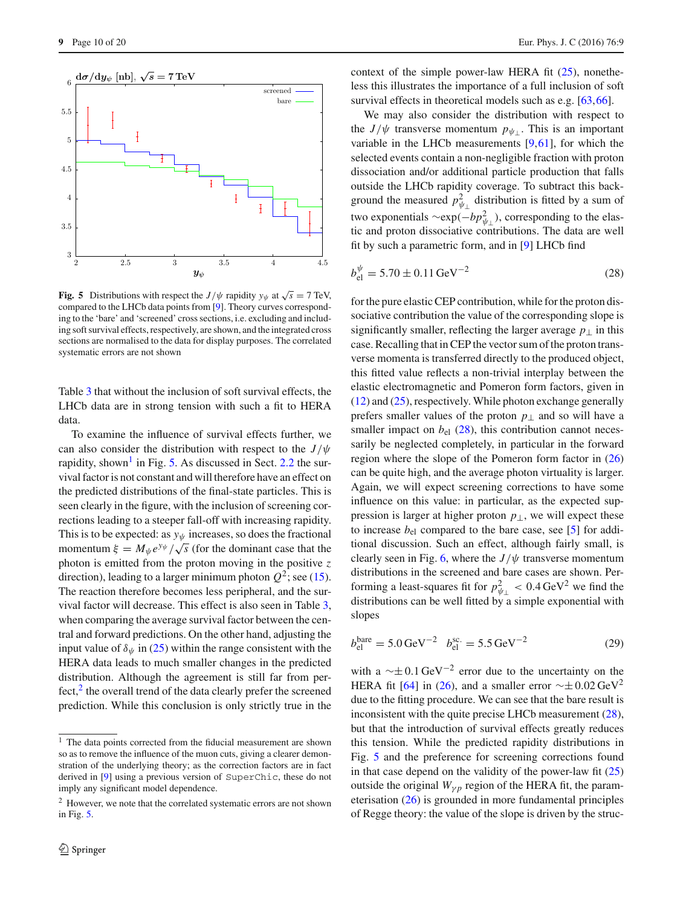Fig. 5 Distributions with respect the $J/\psi$ rapidity $y_\psi$ at $\sqrt{s} = 7$ TeV, compared to the LHCb data points from [9]. Theory curves corresponding to the 'bare' and 'screened' cross sections, i.e. excluding and including soft survival effects, respectively, are shown, and the integrated cross sections are normalised to the data for display purposes. The correlated systematic errors are not shown

Table 3 that without the inclusion of soft survival effects, the LHCb data are in strong tension with such a fit to HERA data.

To examine the influence of survival effects further, we can also consider the distribution with respect to the $J/\psi$ rapidity, shown[1] in Fig. 5. As discussed in Sect. 2.2 the survival factor is not constant and will therefore have an effect on the predicted distributions of the final-state particles. This is seen clearly in the figure, with the inclusion of screening corrections leading to a steeper fall-off with increasing rapidity. This is to be expected: as $y_\psi$ increases, so does the fractional momentum $\xi = M_\psi e^{y_\psi}/\sqrt{s}$ (for the dominant case that the photon is emitted from the proton moving in the positive $z$ direction), leading to a larger minimum photon $Q^2$; see (15). The reaction therefore becomes less peripheral, and the survival factor will decrease. This effect is also seen in Table 3, when comparing the average survival factor between the central and forward predictions. On the other hand, adjusting the input value of $\delta_\psi$ in (25) within the range consistent with the HERA data leads to much smaller changes in the predicted distribution. Although the agreement is still far from perfect,[2] the overall trend of the data clearly prefer the screened prediction. While this conclusion is only strictly true in the context of the simple power-law HERA fit (25), nonetheless this illustrates the importance of a full inclusion of soft survival effects in theoretical models such as e.g. [63,66].

We may also consider the distribution with respect to the $J/\psi$ transverse momentum $p_{\psi_\perp}$. This is an important variable in the LHCb measurements [9,61], for which the selected events contain a non-negligible fraction with proton dissociation and/or additional particle production that falls outside the LHCb rapidity coverage. To subtract this background the measured $p^2_{\psi_\perp}$ distribution is fitted by a sum of two exponentials $\sim\exp(-bp^2_{\psi_\perp})$, corresponding to the elastic and proton dissociative contributions. The data are well fit by such a parametric form, and in [9] LHCb find

$$b^\psi_{\rm el} = 5.70 \pm 0.11\,{\rm GeV}^{-2} \tag{28}$$

for the pure elastic CEP contribution, while for the proton dissociative contribution the value of the corresponding slope is significantly smaller, reflecting the larger average $p_\perp$ in this case. Recalling that in CEP the vector sum of the proton transverse momenta is transferred directly to the produced object, this fitted value reflects a non-trivial interplay between the elastic electromagnetic and Pomeron form factors, given in (12) and (25), respectively. While photon exchange generally prefers smaller values of the proton $p_\perp$ and so will have a smaller impact on $b_{\rm el}$ (28), this contribution cannot necessarily be neglected completely, in particular in the forward region where the slope of the Pomeron form factor in (26) can be quite high, and the average photon virtuality is larger. Again, we will expect screening corrections to have some influence on this value: in particular, as the expected suppression is larger at higher proton $p_\perp$, we will expect these to increase $b_{\rm el}$ compared to the bare case, see [5] for additional discussion. Such an effect, although fairly small, is clearly seen in Fig. 6, where the $J/\psi$ transverse momentum distributions in the screened and bare cases are shown. Performing a least-squares fit for $p^2_{\psi_\perp} < 0.4\,{\rm GeV}^2$ we find the distributions can be well fitted by a simple exponential with slopes

$$b^{\rm bare}_{\rm el} = 5.0\,{\rm GeV}^{-2} \quad b^{\rm sc.}_{\rm el} = 5.5\,{\rm GeV}^{-2} \tag{29}$$

with a $\sim\pm\,0.1\,{\rm GeV}^{-2}$ error due to the uncertainty on the HERA fit [64] in (26), and a smaller error $\sim\pm\,0.02\,{\rm GeV}^2$ due to the fitting procedure. We can see that the bare result is inconsistent with the quite precise LHCb measurement (28), but that the introduction of survival effects greatly reduces this tension. While the predicted rapidity distributions in Fig. 5 and the preference for screening corrections found in that case depend on the validity of the power-law fit (25) outside the original $W_{\gamma p}$ region of the HERA fit, the parameterisation (26) is grounded in more fundamental principles of Regge theory: the value of the slope is driven by the struc-

[1] The data points corrected from the fiducial measurement are shown so as to remove the influence of the muon cuts, giving a clearer demonstration of the underlying theory; as the correction factors are in fact derived in [9] using a previous version of SuperChic, these do not imply any significant model dependence.

[2] However, we note that the correlated systematic errors are not shown in Fig. 5.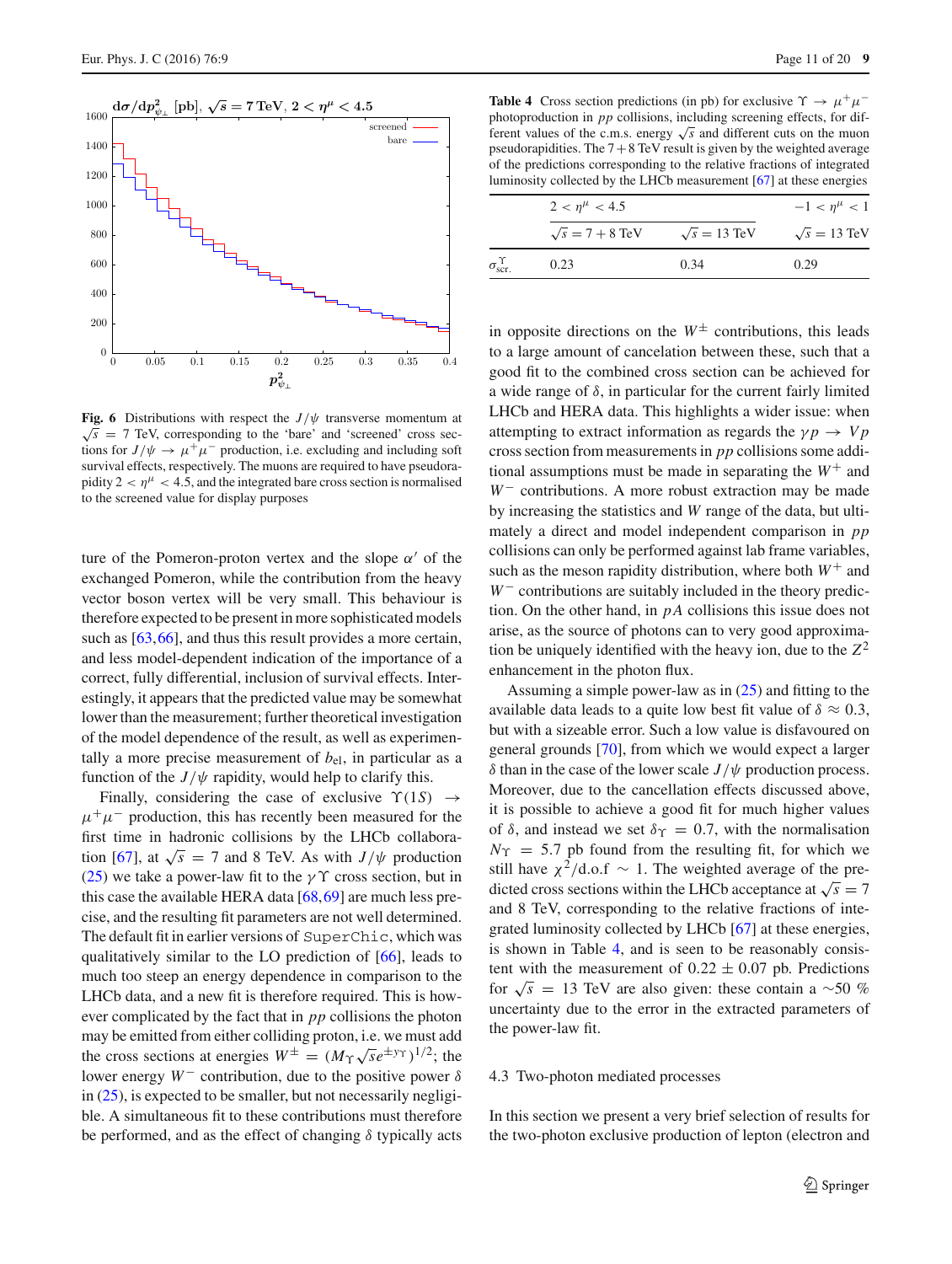Fig. 6 Distributions with respect the $J/\psi$ transverse momentum at $\sqrt{s} = 7$ TeV, corresponding to the 'bare' and 'screened' cross sections for $J/\psi \to \mu^+\mu^-$ production, i.e. excluding and including soft survival effects, respectively. The muons are required to have pseudorapidity $2 < \eta^\mu < 4.5$, and the integrated bare cross section is normalised to the screened value for display purposes

ture of the Pomeron-proton vertex and the slope $\alpha'$ of the exchanged Pomeron, while the contribution from the heavy vector boson vertex will be very small. This behaviour is therefore expected to be present in more sophisticated models such as [63,66], and thus this result provides a more certain, and less model-dependent indication of the importance of a correct, fully differential, inclusion of survival effects. Interestingly, it appears that the predicted value may be somewhat lower than the measurement; further theoretical investigation of the model dependence of the result, as well as experimentally a more precise measurement of $b_{\rm el}$, in particular as a function of the $J/\psi$ rapidity, would help to clarify this.

Finally, considering the case of exclusive $\Upsilon(1S) \to \mu^+\mu^-$ production, this has recently been measured for the first time in hadronic collisions by the LHCb collaboration [67], at $\sqrt{s} = 7$ and 8 TeV. As with $J/\psi$ production (25) we take a power-law fit to the $\gamma\Upsilon$ cross section, but in this case the available HERA data [68,69] are much less precise, and the resulting fit parameters are not well determined. The default fit in earlier versions of SuperChic, which was qualitatively similar to the LO prediction of [66], leads to much too steep an energy dependence in comparison to the LHCb data, and a new fit is therefore required. This is however complicated by the fact that in $pp$ collisions the photon may be emitted from either colliding proton, i.e. we must add the cross sections at energies $W^\pm = (M_\Upsilon\sqrt{s}e^{\pm y_\Upsilon})^{1/2}$; the lower energy $W^-$ contribution, due to the positive power $\delta$ in (25), is expected to be smaller, but not necessarily negligible. A simultaneous fit to these contributions must therefore be performed, and as the effect of changing $\delta$ typically acts in opposite directions on the $W^\pm$ contributions, this leads to a large amount of cancelation between these, such that a good fit to the combined cross section can be achieved for a wide range of $\delta$, in particular for the current fairly limited LHCb and HERA data. This highlights a wider issue: when attempting to extract information as regards the $\gamma p \to Vp$ cross section from measurements in $pp$ collisions some additional assumptions must be made in separating the $W^+$ and $W^-$ contributions. A more robust extraction may be made by increasing the statistics and $W$ range of the data, but ultimately a direct and model independent comparison in $pp$ collisions can only be performed against lab frame variables, such as the meson rapidity distribution, where both $W^+$ and $W^-$ contributions are suitably included in the theory prediction. On the other hand, in $pA$ collisions this issue does not arise, as the source of photons can to very good approximation be uniquely identified with the heavy ion, due to the $Z^2$ enhancement in the photon flux.

Assuming a simple power-law as in (25) and fitting to the available data leads to a quite low best fit value of $\delta \approx 0.3$, but with a sizeable error. Such a low value is disfavoured on general grounds [70], from which we would expect a larger $\delta$ than in the case of the lower scale $J/\psi$ production process. Moreover, due to the cancellation effects discussed above, it is possible to achieve a good fit for much higher values of $\delta$, and instead we set $\delta_\Upsilon = 0.7$, with the normalisation $N_\Upsilon = 5.7$ pb found from the resulting fit, for which we still have $\chi^2/\text{d.o.f} \sim 1$. The weighted average of the predicted cross sections within the LHCb acceptance at $\sqrt{s} = 7$ and 8 TeV, corresponding to the relative fractions of integrated luminosity collected by LHCb [67] at these energies, is shown in Table 4, and is seen to be reasonably consistent with the measurement of $0.22 \pm 0.07$ pb. Predictions for $\sqrt{s} = 13$ TeV are also given: these contain a $\sim$50 % uncertainty due to the error in the extracted parameters of the power-law fit.

**Table 4** Cross section predictions (in pb) for exclusive $\Upsilon \to \mu^+\mu^-$ photoproduction in $pp$ collisions, including screening effects, for different values of the c.m.s. energy $\sqrt{s}$ and different cuts on the muon pseudorapidities. The 7+8 TeV result is given by the weighted average of the predictions corresponding to the relative fractions of integrated luminosity collected by the LHCb measurement [67] at these energies

| | $2 < \eta^\mu < 4.5$ | | $-1 < \eta^\mu < 1$ |
|---|---|---|---|
| | $\sqrt{s} = 7+8$ TeV | $\sqrt{s} = 13$ TeV | $\sqrt{s} = 13$ TeV |
| $\sigma^\Upsilon_{\rm scr.}$ | 0.23 | 0.34 | 0.29 |

### 4.3 Two-photon mediated processes

In this section we present a very brief selection of results for the two-photon exclusive production of lepton (electron and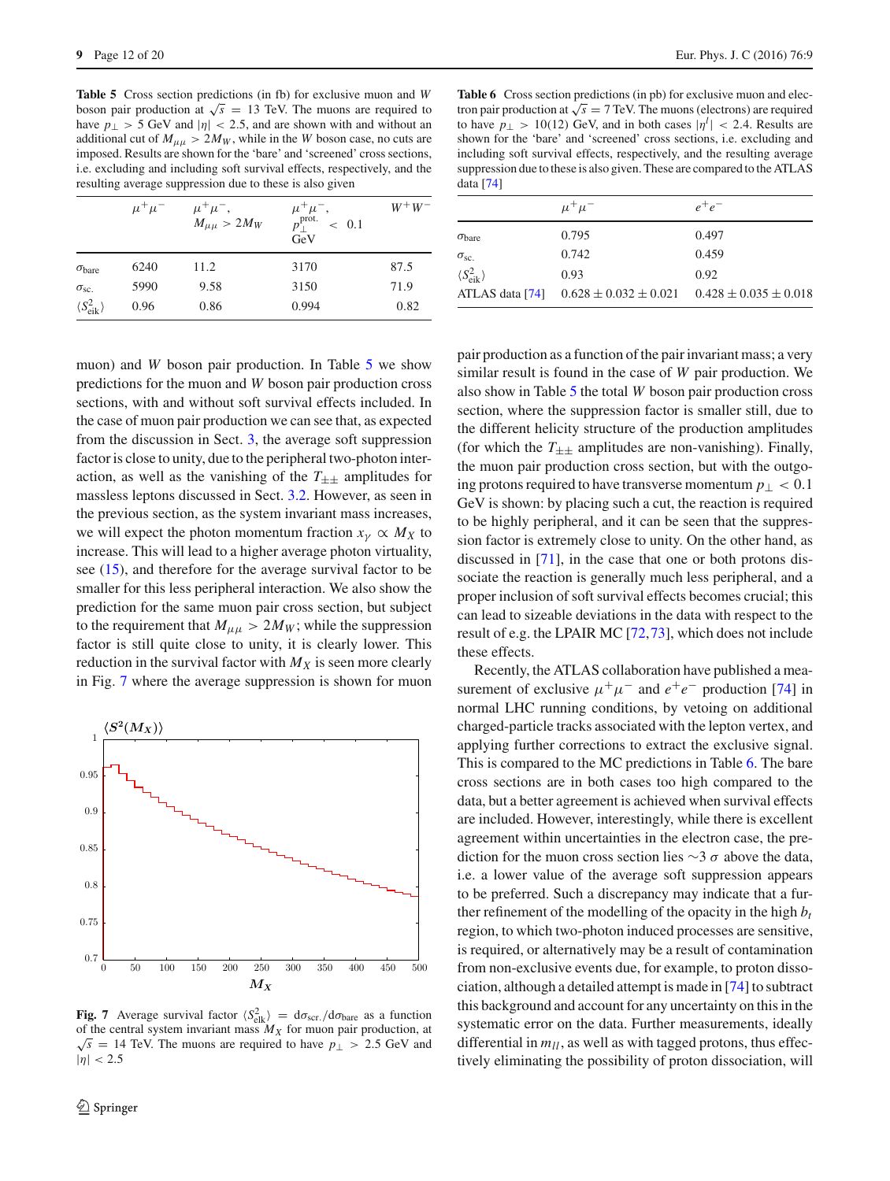**Table 5** Cross section predictions (in fb) for exclusive muon and $W$ boson pair production at $\sqrt{s}$ = 13 TeV. The muons are required to have $p_\perp > 5$ GeV and $|\eta| < 2.5$, and are shown with and without an additional cut of $M_{\mu\mu} > 2M_W$, while in the $W$ boson case, no cuts are imposed. Results are shown for the 'bare' and 'screened' cross sections, i.e. excluding and including soft survival effects, respectively, and the resulting average suppression due to these is also given

| | $\mu^+\mu^-$ | $\mu^+\mu^-$, $M_{\mu\mu} > 2M_W$ | $\mu^+\mu^-$, $p_\perp^{\rm prot.} < 0.1$ GeV | $W^+W^-$ |
|---|---|---|---|---|
| $\sigma_{\rm bare}$ | 6240 | 11.2 | 3170 | 87.5 |
| $\sigma_{\rm sc.}$ | 5990 | 9.58 | 3150 | 71.9 |
| $\langle S^2_{\rm eik}\rangle$ | 0.96 | 0.86 | 0.994 | 0.82 |

**Table 6** Cross section predictions (in pb) for exclusive muon and electron pair production at $\sqrt{s}$ = 7 TeV. The muons (electrons) are required to have $p_\perp > 10(12)$ GeV, and in both cases $|\eta^l| < 2.4$. Results are shown for the 'bare' and 'screened' cross sections, i.e. excluding and including soft survival effects, respectively, and the resulting average suppression due to these is also given. These are compared to the ATLAS data [74]

| | $\mu^+\mu^-$ | $e^+e^-$ |
|---|---|---|
| $\sigma_{\rm bare}$ | 0.795 | 0.497 |
| $\sigma_{\rm sc.}$ | 0.742 | 0.459 |
| $\langle S^2_{\rm eik}\rangle$ | 0.93 | 0.92 |
| ATLAS data [74] | $0.628 \pm 0.032 \pm 0.021$ | $0.428 \pm 0.035 \pm 0.018$ |

muon) and $W$ boson pair production. In Table 5 we show predictions for the muon and $W$ boson pair production cross sections, with and without soft survival effects included. In the case of muon pair production we can see that, as expected from the discussion in Sect. 3, the average soft suppression factor is close to unity, due to the peripheral two-photon interaction, as well as the vanishing of the $T_{\pm\pm}$ amplitudes for massless leptons discussed in Sect. 3.2. However, as seen in the previous section, as the system invariant mass increases, we will expect the photon momentum fraction $x_\gamma \propto M_X$ to increase. This will lead to a higher average photon virtuality, see (15), and therefore for the average survival factor to be smaller for this less peripheral interaction. We also show the prediction for the same muon pair cross section, but subject to the requirement that $M_{\mu\mu} > 2M_W$; while the suppression factor is still quite close to unity, it is clearly lower. This reduction in the survival factor with $M_X$ is seen more clearly in Fig. 7 where the average suppression is shown for muon

**Fig. 7** Average survival factor $\langle S^2_{\rm eik}\rangle = {\rm d}\sigma_{\rm scr.}/{\rm d}\sigma_{\rm bare}$ as a function of the central system invariant mass $M_X$ for muon pair production, at $\sqrt{s}$ = 14 TeV. The muons are required to have $p_\perp > 2.5$ GeV and $|\eta| < 2.5$

pair production as a function of the pair invariant mass; a very similar result is found in the case of $W$ pair production. We also show in Table 5 the total $W$ boson pair production cross section, where the suppression factor is smaller still, due to the different helicity structure of the production amplitudes (for which the $T_{\pm\pm}$ amplitudes are non-vanishing). Finally, the muon pair production cross section, but with the outgoing protons required to have transverse momentum $p_\perp < 0.1$ GeV is shown: by placing such a cut, the reaction is required to be highly peripheral, and it can be seen that the suppression factor is extremely close to unity. On the other hand, as discussed in [71], in the case that one or both protons dissociate the reaction is generally much less peripheral, and a proper inclusion of soft survival effects becomes crucial; this can lead to sizeable deviations in the data with respect to the result of e.g. the LPAIR MC [72,73], which does not include these effects.

Recently, the ATLAS collaboration have published a measurement of exclusive $\mu^+\mu^-$ and $e^+e^-$ production [74] in normal LHC running conditions, by vetoing on additional charged-particle tracks associated with the lepton vertex, and applying further corrections to extract the exclusive signal. This is compared to the MC predictions in Table 6. The bare cross sections are in both cases too high compared to the data, but a better agreement is achieved when survival effects are included. However, interestingly, while there is excellent agreement within uncertainties in the electron case, the prediction for the muon cross section lies $\sim$3 $\sigma$ above the data, i.e. a lower value of the average soft suppression appears to be preferred. Such a discrepancy may indicate that a further refinement of the modelling of the opacity in the high $b_t$ region, to which two-photon induced processes are sensitive, is required, or alternatively may be a result of contamination from non-exclusive events due, for example, to proton dissociation, although a detailed attempt is made in [74] to subtract this background and account for any uncertainty on this in the systematic error on the data. Further measurements, ideally differential in $m_{ll}$, as well as with tagged protons, thus effectively eliminating the possibility of proton dissociation, will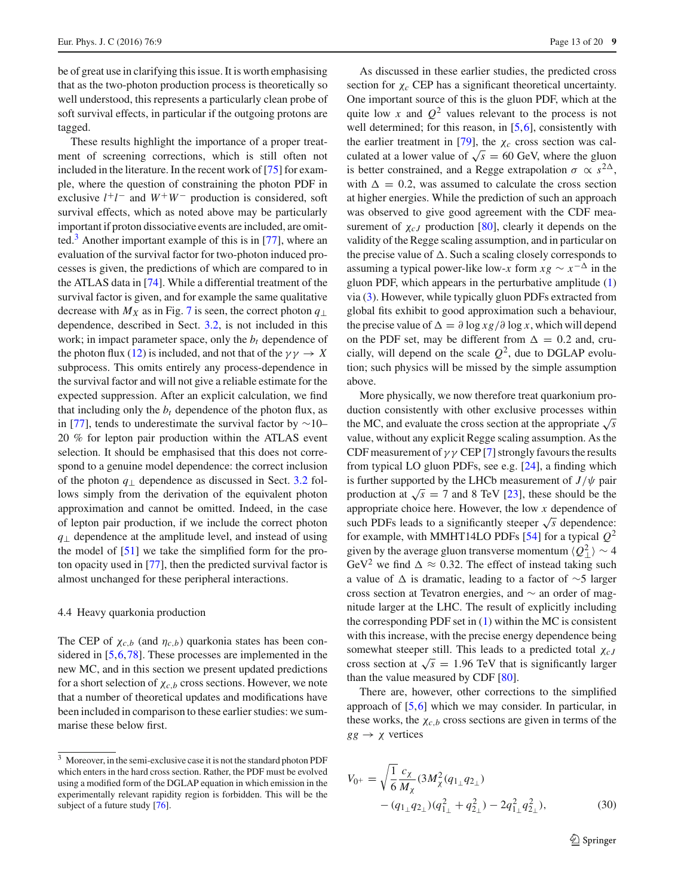be of great use in clarifying this issue. It is worth emphasising that as the two-photon production process is theoretically so well understood, this represents a particularly clean probe of soft survival effects, in particular if the outgoing protons are tagged.

These results highlight the importance of a proper treatment of screening corrections, which is still often not included in the literature. In the recent work of [75] for example, where the question of constraining the photon PDF in exclusive $l^+l^-$ and $W^+W^-$ production is considered, soft survival effects, which as noted above may be particularly important if proton dissociative events are included, are omitted.[3] Another important example of this is in [77], where an evaluation of the survival factor for two-photon induced processes is given, the predictions of which are compared to in the ATLAS data in [74]. While a differential treatment of the survival factor is given, and for example the same qualitative decrease with $M_X$ as in Fig. 7 is seen, the correct photon $q_\perp$ dependence, described in Sect. 3.2, is not included in this work; in impact parameter space, only the $b_t$ dependence of the photon flux (12) is included, and not that of the $\gamma\gamma \to X$ subprocess. This omits entirely any process-dependence in the survival factor and will not give a reliable estimate for the expected suppression. After an explicit calculation, we find that including only the $b_t$ dependence of the photon flux, as in [77], tends to underestimate the survival factor by ∼10–20 % for lepton pair production within the ATLAS event selection. It should be emphasised that this does not correspond to a genuine model dependence: the correct inclusion of the photon $q_\perp$ dependence as discussed in Sect. 3.2 follows simply from the derivation of the equivalent photon approximation and cannot be omitted. Indeed, in the case of lepton pair production, if we include the correct photon $q_\perp$ dependence at the amplitude level, and instead of using the model of [51] we take the simplified form for the proton opacity used in [77], then the predicted survival factor is almost unchanged for these peripheral interactions.

### 4.4 Heavy quarkonia production

The CEP of $\chi_{c,b}$ (and $\eta_{c,b}$) quarkonia states has been considered in [5,6,78]. These processes are implemented in the new MC, and in this section we present updated predictions for a short selection of $\chi_{c,b}$ cross sections. However, we note that a number of theoretical updates and modifications have been included in comparison to these earlier studies: we summarise these below first.

As discussed in these earlier studies, the predicted cross section for $\chi_c$ CEP has a significant theoretical uncertainty. One important source of this is the gluon PDF, which at the quite low $x$ and $Q^2$ values relevant to the process is not well determined; for this reason, in [5,6], consistently with the earlier treatment in [79], the $\chi_c$ cross section was calculated at a lower value of $\sqrt{s} = 60$ GeV, where the gluon is better constrained, and a Regge extrapolation $\sigma \propto s^{2\Delta}$, with $\Delta = 0.2$, was assumed to calculate the cross section at higher energies. While the prediction of such an approach was observed to give good agreement with the CDF measurement of $\chi_{cJ}$ production [80], clearly it depends on the validity of the Regge scaling assumption, and in particular on the precise value of $\Delta$. Such a scaling closely corresponds to assuming a typical power-like low-$x$ form $xg \sim x^{-\Delta}$ in the gluon PDF, which appears in the perturbative amplitude (1) via (3). However, while typically gluon PDFs extracted from global fits exhibit to good approximation such a behaviour, the precise value of $\Delta = \partial \log xg/\partial \log x$, which will depend on the PDF set, may be different from $\Delta = 0.2$ and, crucially, will depend on the scale $Q^2$, due to DGLAP evolution; such physics will be missed by the simple assumption above.

More physically, we now therefore treat quarkonium production consistently with other exclusive processes within the MC, and evaluate the cross section at the appropriate $\sqrt{s}$ value, without any explicit Regge scaling assumption. As the CDF measurement of $\gamma\gamma$ CEP [7] strongly favours the results from typical LO gluon PDFs, see e.g. [24], a finding which is further supported by the LHCb measurement of $J/\psi$ pair production at $\sqrt{s} = 7$ and 8 TeV [23], these should be the appropriate choice here. However, the low $x$ dependence of such PDFs leads to a significantly steeper $\sqrt{s}$ dependence: for example, with MMHT14LO PDFs [54] for a typical $Q^2$ given by the average gluon transverse momentum $\langle Q_\perp^2 \rangle \sim 4$ GeV$^2$ we find $\Delta \approx 0.32$. The effect of instead taking such a value of $\Delta$ is dramatic, leading to a factor of ∼5 larger cross section at Tevatron energies, and ∼ an order of magnitude larger at the LHC. The result of explicitly including the corresponding PDF set in (1) within the MC is consistent with this increase, with the precise energy dependence being somewhat steeper still. This leads to a predicted total $\chi_{cJ}$ cross section at $\sqrt{s} = 1.96$ TeV that is significantly larger than the value measured by CDF [80].

There are, however, other corrections to the simplified approach of [5,6] which we may consider. In particular, in these works, the $\chi_{c,b}$ cross sections are given in terms of the $gg \to \chi$ vertices

$$V_{0^+} = \sqrt{\frac{1}{6}} \frac{c_\chi}{M_\chi} (3M_\chi^2 (q_{1_\perp} q_{2_\perp}) - (q_{1_\perp} q_{2_\perp})(q_{1_\perp}^2 + q_{2_\perp}^2) - 2q_{1_\perp}^2 q_{2_\perp}^2), \tag{30}$$

[3] Moreover, in the semi-exclusive case it is not the standard photon PDF which enters in the hard cross section. Rather, the PDF must be evolved using a modified form of the DGLAP equation in which emission in the experimentally relevant rapidity region is forbidden. This will be the subject of a future study [76].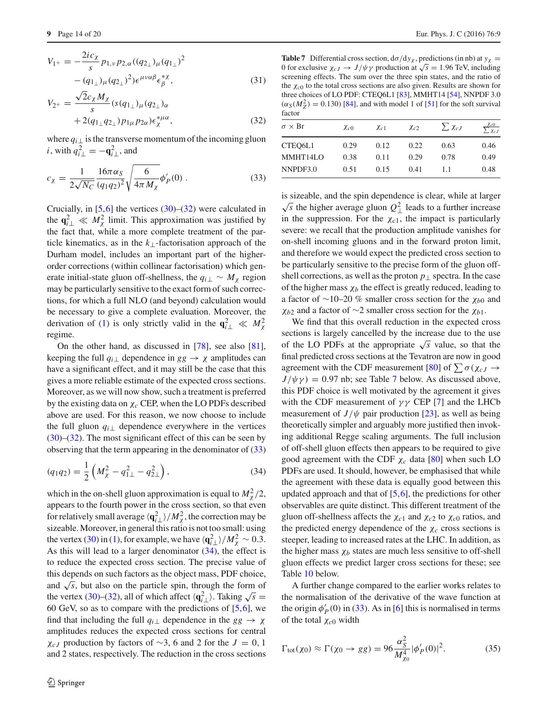$$V_{1^+} = -\frac{2ic_\chi}{s} p_{1,\nu} p_{2,\alpha} ((q_{2_\perp})_\mu (q_{1_\perp})^2 - (q_{1_\perp})_\mu (q_{2_\perp})^2) \epsilon^{\mu\nu\alpha\beta} \epsilon^{*\chi}_\beta, \tag{31}$$

$$V_{2^+} = \frac{\sqrt{2} c_\chi M_\chi}{s} (s(q_{1_\perp})_\mu (q_{2_\perp})_\alpha + 2(q_{1_\perp} q_{2_\perp}) p_{1\mu} p_{2\alpha}) \epsilon^{*\mu\alpha}_\chi, \tag{32}$$

where $q_{i\perp}$ is the transverse momentum of the incoming gluon $i$, with $q_{i\perp}^2 = -\mathbf{q}_{i\perp}^2$, and

$$c_\chi = \frac{1}{2\sqrt{N_C}} \frac{16\pi\alpha_S}{(q_1 q_2)^2} \sqrt{\frac{6}{4\pi M_\chi}} \phi'_P(0) \,. \tag{33}$$

Crucially, in [5,6] the vertices (30)–(32) were calculated in the $\mathbf{q}_{i\perp}^2 \ll M_\chi^2$ limit. This approximation was justified by the fact that, while a more complete treatment of the particle kinematics, as in the $k_\perp$-factorisation approach of the Durham model, includes an important part of the higher-order corrections (within collinear factorisation) which generate initial-state gluon off-shellness, the $q_{i\perp} \sim M_\chi$ region may be particularly sensitive to the exact form of such corrections, for which a full NLO (and beyond) calculation would be necessary to give a complete evaluation. Moreover, the derivation of (1) is only strictly valid in the $\mathbf{q}_{i\perp}^2 \ll M_\chi^2$ regime.

On the other hand, as discussed in [78], see also [81], keeping the full $q_{i\perp}$ dependence in $gg \to \chi$ amplitudes can have a significant effect, and it may still be the case that this gives a more reliable estimate of the expected cross sections. Moreover, as we will now show, such a treatment is preferred by the existing data on $\chi_c$ CEP, when the LO PDFs described above are used. For this reason, we now choose to include the full gluon $q_{i\perp}$ dependence everywhere in the vertices (30)–(32). The most significant effect of this can be seen by observing that the term appearing in the denominator of (33)

$$(q_1 q_2) = \frac{1}{2}\left(M_\chi^2 - q_{1\perp}^2 - q_{2\perp}^2\right), \tag{34}$$

which in the on-shell gluon approximation is equal to $M_\chi^2/2$, appears to the fourth power in the cross section, so that even for relatively small average $\langle \mathbf{q}_{i\perp}^2 \rangle / M_\chi^2$, the correction may be sizeable. Moreover, in general this ratio is not too small: using the vertex (30) in (1), for example, we have $\langle \mathbf{q}_{i\perp}^2 \rangle / M_\chi^2 \sim 0.3$. As this will lead to a larger denominator (34), the effect is to reduce the expected cross section. The precise value of this depends on such factors as the object mass, PDF choice, and $\sqrt{s}$, but also on the particle spin, through the form of the vertex (30)–(32), all of which affect $\langle \mathbf{q}_{i\perp}^2 \rangle$. Taking $\sqrt{s} = 60$ GeV, so as to compare with the predictions of [5,6], we find that including the full $q_{i\perp}$ dependence in the $gg \to \chi$ amplitudes reduces the expected cross sections for central $\chi_{cJ}$ production by factors of ~3, 6 and 2 for the $J = 0$, 1 and 2 states, respectively. The reduction in the cross sections is sizeable, and the spin dependence is clear, while at larger $\sqrt{s}$ the higher average gluon $Q_\perp^2$ leads to a further increase in the suppression. For the $\chi_{c1}$, the impact is particularly severe: we recall that the production amplitude vanishes for on-shell incoming gluons and in the forward proton limit, and therefore we would expect the predicted cross section to be particularly sensitive to the precise form of the gluon off-shell corrections, as well as the proton $p_\perp$ spectra. In the case of the higher mass $\chi_b$ the effect is greatly reduced, leading to a factor of ~10–20 % smaller cross section for the $\chi_{b0}$ and $\chi_{b2}$ and a factor of ~2 smaller cross section for the $\chi_{b1}$.

We find that this overall reduction in the expected cross sections is largely cancelled by the increase due to the use of the LO PDFs at the appropriate $\sqrt{s}$ value, so that the final predicted cross sections at the Tevatron are now in good agreement with the CDF measurement [80] of $\sum \sigma(\chi_{cJ} \to J/\psi\gamma) = 0.97$ nb; see Table 7 below. As discussed above, this PDF choice is well motivated by the agreement it gives with the CDF measurement of $\gamma\gamma$ CEP [7] and the LHCb measurement of $J/\psi$ pair production [23], as well as being theoretically simpler and arguably more justified then invoking additional Regge scaling arguments. The full inclusion of off-shell gluon effects then appears to be required to give good agreement with the CDF $\chi_c$ data [80] when such LO PDFs are used. It should, however, be emphasised that while the agreement with these data is equally good between this updated approach and that of [5,6], the predictions for other observables are quite distinct. This different treatment of the gluon off-shellness affects the $\chi_{c1}$ and $\chi_{c2}$ to $\chi_{c0}$ ratios, and the predicted energy dependence of the $\chi_c$ cross sections is steeper, leading to increased rates at the LHC. In addition, as the higher mass $\chi_b$ states are much less sensitive to off-shell gluon effects we predict larger cross sections for these; see Table 10 below.

**Table 7** Differential cross section, $d\sigma/dy_\chi$, predictions (in nb) at $y_\chi = 0$ for exclusive $\chi_{cJ} \to J/\psi\gamma$ production at $\sqrt{s} = 1.96$ TeV, including screening effects. The sum over the three spin states, and the ratio of the $\chi_{c0}$ to the total cross sections are also given. Results are shown for three choices of LO PDF: CTEQ6L1 [83], MMHT14 [54], NNPDF 3.0 ($\alpha_S(M_Z^2) = 0.130$) [84], and with model 1 of [51] for the soft survival factor

| $\sigma \times$ Br | $\chi_{c0}$ | $\chi_{c1}$ | $\chi_{c2}$ | $\sum \chi_{cJ}$ | $\frac{\chi_{c0}}{\sum \chi_{cJ}}$ |
|---|---|---|---|---|---|
| CTEQ6L1 | 0.29 | 0.12 | 0.22 | 0.63 | 0.46 |
| MMHT14LO | 0.38 | 0.11 | 0.29 | 0.78 | 0.49 |
| NNPDF3.0 | 0.51 | 0.15 | 0.41 | 1.1 | 0.48 |

A further change compared to the earlier works relates to the normalisation of the derivative of the wave function at the origin $\phi'_P(0)$ in (33). As in [6] this is normalised in terms of the total $\chi_{c0}$ width

$$\Gamma_{\rm tot}(\chi_0) \approx \Gamma(\chi_0 \to gg) = 96 \frac{\alpha_S^2}{M_{\chi_0}^4} |\phi'_P(0)|^2. \tag{35}$$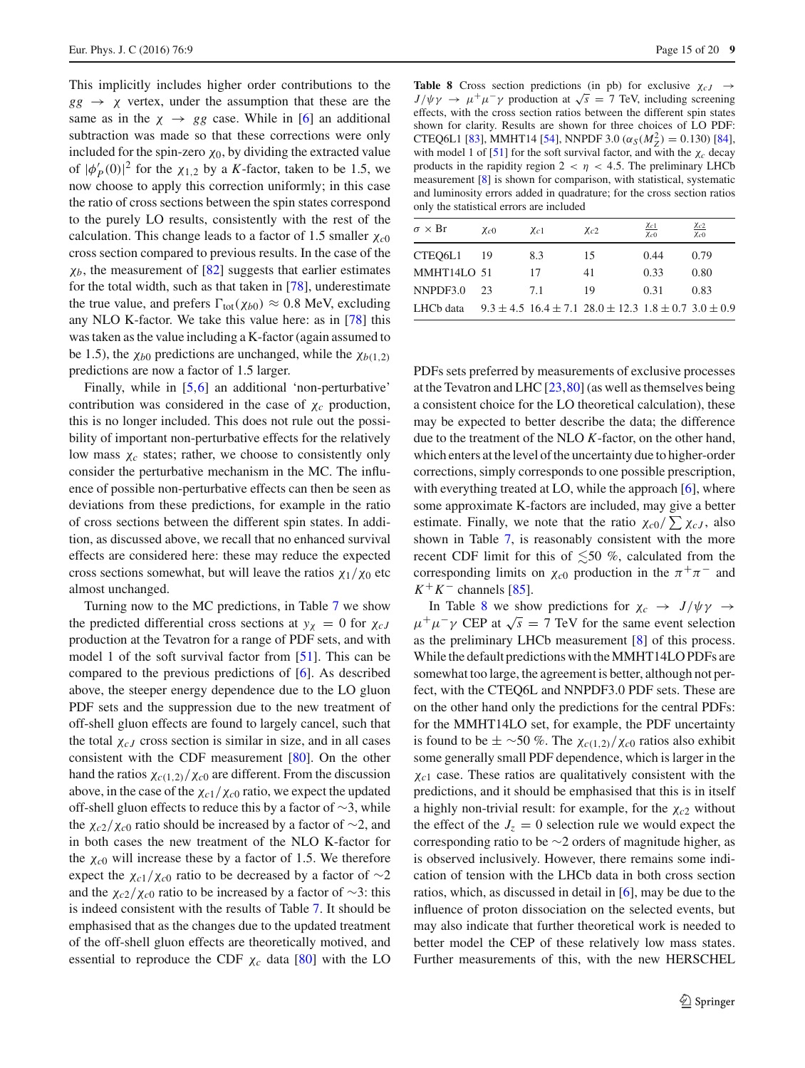This implicitly includes higher order contributions to the $gg \to \chi$ vertex, under the assumption that these are the same as in the $\chi \to gg$ case. While in [6] an additional subtraction was made so that these corrections were only included for the spin-zero $\chi_0$, by dividing the extracted value of $|\phi'_P(0)|^2$ for the $\chi_{1,2}$ by a $K$-factor, taken to be 1.5, we now choose to apply this correction uniformly; in this case the ratio of cross sections between the spin states correspond to the purely LO results, consistently with the rest of the calculation. This change leads to a factor of 1.5 smaller $\chi_{c0}$ cross section compared to previous results. In the case of the $\chi_b$, the measurement of [82] suggests that earlier estimates for the total width, such as that taken in [78], underestimate the true value, and prefers $\Gamma_{\rm tot}(\chi_{b0}) \approx 0.8$ MeV, excluding any NLO K-factor. We take this value here: as in [78] this was taken as the value including a K-factor (again assumed to be 1.5), the $\chi_{b0}$ predictions are unchanged, while the $\chi_{b(1,2)}$ predictions are now a factor of 1.5 larger.

Finally, while in [5,6] an additional 'non-perturbative' contribution was considered in the case of $\chi_c$ production, this is no longer included. This does not rule out the possibility of important non-perturbative effects for the relatively low mass $\chi_c$ states; rather, we choose to consistently only consider the perturbative mechanism in the MC. The influence of possible non-perturbative effects can then be seen as deviations from these predictions, for example in the ratio of cross sections between the different spin states. In addition, as discussed above, we recall that no enhanced survival effects are considered here: these may reduce the expected cross sections somewhat, but will leave the ratios $\chi_1/\chi_0$ etc almost unchanged.

Turning now to the MC predictions, in Table 7 we show the predicted differential cross sections at $y_\chi = 0$ for $\chi_{cJ}$ production at the Tevatron for a range of PDF sets, and with model 1 of the soft survival factor from [51]. This can be compared to the previous predictions of [6]. As described above, the steeper energy dependence due to the LO gluon PDF sets and the suppression due to the new treatment of off-shell gluon effects are found to largely cancel, such that the total $\chi_{cJ}$ cross section is similar in size, and in all cases consistent with the CDF measurement [80]. On the other hand the ratios $\chi_{c(1,2)}/\chi_{c0}$ are different. From the discussion above, in the case of the $\chi_{c1}/\chi_{c0}$ ratio, we expect the updated off-shell gluon effects to reduce this by a factor of $\sim$3, while the $\chi_{c2}/\chi_{c0}$ ratio should be increased by a factor of $\sim$2, and in both cases the new treatment of the NLO K-factor for the $\chi_{c0}$ will increase these by a factor of 1.5. We therefore expect the $\chi_{c1}/\chi_{c0}$ ratio to be decreased by a factor of $\sim$2 and the $\chi_{c2}/\chi_{c0}$ ratio to be increased by a factor of $\sim$3: this is indeed consistent with the results of Table 7. It should be emphasised that as the changes due to the updated treatment of the off-shell gluon effects are theoretically motivated, and essential to reproduce the CDF $\chi_c$ data [80] with the LO PDFs sets preferred by measurements of exclusive processes at the Tevatron and LHC [23,80] (as well as themselves being a consistent choice for the LO theoretical calculation), these may be expected to better describe the data; the difference due to the treatment of the NLO $K$-factor, on the other hand, which enters at the level of the uncertainty due to higher-order corrections, simply corresponds to one possible prescription, with everything treated at LO, while the approach [6], where some approximate K-factors are included, may give a better estimate. Finally, we note that the ratio $\chi_{c0}/\sum \chi_{cJ}$, also shown in Table 7, is reasonably consistent with the more recent CDF limit for this of $\lesssim$50 %, calculated from the corresponding limits on $\chi_{c0}$ production in the $\pi^+\pi^-$ and $K^+K^-$ channels [85].

**Table 8** Cross section predictions (in pb) for exclusive $\chi_{cJ} \to J/\psi\gamma \to \mu^+\mu^-\gamma$ production at $\sqrt{s} = 7$ TeV, including screening effects, with the cross section ratios between the different spin states shown for clarity. Results are shown for three choices of LO PDF: CTEQ6L1 [83], MMHT14 [54], NNPDF 3.0 ($\alpha_S(M_Z^2) = 0.130$) [84], with model 1 of [51] for the soft survival factor, and with the $\chi_c$ decay products in the rapidity region $2 < \eta < 4.5$. The preliminary LHCb measurement [8] is shown for comparison, with statistical, systematic and luminosity errors added in quadrature; for the cross section ratios only the statistical errors are included

| $\sigma \times$ Br | $\chi_{c0}$ | $\chi_{c1}$ | $\chi_{c2}$ | $\frac{\chi_{c1}}{\chi_{c0}}$ | $\frac{\chi_{c2}}{\chi_{c0}}$ |
|---|---|---|---|---|---|
| CTEQ6L1 | 19 | 8.3 | 15 | 0.44 | 0.79 |
| MMHT14LO | 51 | 17 | 41 | 0.33 | 0.80 |
| NNPDF3.0 | 23 | 7.1 | 19 | 0.31 | 0.83 |
| LHCb data | $9.3 \pm 4.5$ | $16.4 \pm 7.1$ | $28.0 \pm 12.3$ | $1.8 \pm 0.7$ | $3.0 \pm 0.9$ |

In Table 8 we show predictions for $\chi_c \to J/\psi\gamma \to \mu^+\mu^-\gamma$ CEP at $\sqrt{s} = 7$ TeV for the same event selection as the preliminary LHCb measurement [8] of this process. While the default predictions with the MMHT14LO PDFs are somewhat too large, the agreement is better, although not perfect, with the CTEQ6L and NNPDF3.0 PDF sets. These are on the other hand only the predictions for the central PDFs: for the MMHT14LO set, for example, the PDF uncertainty is found to be $\pm$ $\sim$50 %. The $\chi_{c(1,2)}/\chi_{c0}$ ratios also exhibit some generally small PDF dependence, which is larger in the $\chi_{c1}$ case. These ratios are qualitatively consistent with the predictions, and it should be emphasised that this is in itself a highly non-trivial result: for example, for the $\chi_{c2}$ without the effect of the $J_z = 0$ selection rule we would expect the corresponding ratio to be $\sim$2 orders of magnitude higher, as is observed inclusively. However, there remains some indication of tension with the LHCb data in both cross section ratios, which, as discussed in detail in [6], may be due to the influence of proton dissociation on the selected events, but may also indicate that further theoretical work is needed to better model the CEP of these relatively low mass states. Further measurements of this, with the new HERSCHEL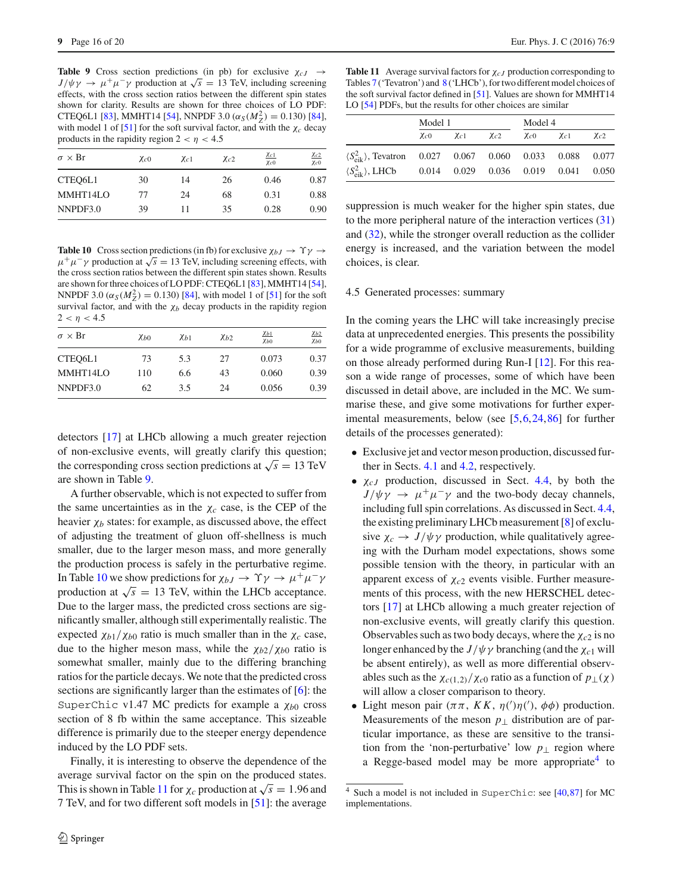**Table 9** Cross section predictions (in pb) for exclusive $\chi_{cJ} \to J/\psi\gamma \to \mu^+\mu^-\gamma$ production at $\sqrt{s} = 13$ TeV, including screening effects, with the cross section ratios between the different spin states shown for clarity. Results are shown for three choices of LO PDF: CTEQ6L1 [83], MMHT14 [54], NNPDF 3.0 ($\alpha_S(M_Z^2) = 0.130$) [84], with model 1 of [51] for the soft survival factor, and with the $\chi_c$ decay products in the rapidity region $2 < \eta < 4.5$

| $\sigma \times$ Br | $\chi_{c0}$ | $\chi_{c1}$ | $\chi_{c2}$ | $\frac{\chi_{c1}}{\chi_{c0}}$ | $\frac{\chi_{c2}}{\chi_{c0}}$ |
|---|---|---|---|---|---|
| CTEQ6L1 | 30 | 14 | 26 | 0.46 | 0.87 |
| MMHT14LO | 77 | 24 | 68 | 0.31 | 0.88 |
| NNPDF3.0 | 39 | 11 | 35 | 0.28 | 0.90 |

**Table 10** Cross section predictions (in fb) for exclusive $\chi_{bJ} \to \Upsilon\gamma \to \mu^+\mu^-\gamma$ production at $\sqrt{s} = 13$ TeV, including screening effects, with the cross section ratios between the different spin states shown. Results are shown for three choices of LO PDF: CTEQ6L1 [83], MMHT14 [54], NNPDF 3.0 ($\alpha_S(M_Z^2) = 0.130$) [84], with model 1 of [51] for the soft survival factor, and with the $\chi_b$ decay products in the rapidity region $2 < \eta < 4.5$

| $\sigma \times$ Br | $\chi_{b0}$ | $\chi_{b1}$ | $\chi_{b2}$ | $\frac{\chi_{b1}}{\chi_{b0}}$ | $\frac{\chi_{b2}}{\chi_{b0}}$ |
|---|---|---|---|---|---|
| CTEQ6L1 | 73 | 5.3 | 27 | 0.073 | 0.37 |
| MMHT14LO | 110 | 6.6 | 43 | 0.060 | 0.39 |
| NNPDF3.0 | 62 | 3.5 | 24 | 0.056 | 0.39 |

detectors [17] at LHCb allowing a much greater rejection of non-exclusive events, will greatly clarify this question; the corresponding cross section predictions at $\sqrt{s} = 13$ TeV are shown in Table 9.

A further observable, which is not expected to suffer from the same uncertainties as in the $\chi_c$ case, is the CEP of the heavier $\chi_b$ states: for example, as discussed above, the effect of adjusting the treatment of gluon off-shellness is much smaller, due to the larger meson mass, and more generally the production process is safely in the perturbative regime. In Table 10 we show predictions for $\chi_{bJ} \to \Upsilon\gamma \to \mu^+\mu^-\gamma$ production at $\sqrt{s} = 13$ TeV, within the LHCb acceptance. Due to the larger mass, the predicted cross sections are significantly smaller, although still experimentally realistic. The expected $\chi_{b1}/\chi_{b0}$ ratio is much smaller than in the $\chi_c$ case, due to the higher meson mass, while the $\chi_{b2}/\chi_{b0}$ ratio is somewhat smaller, mainly due to the differing branching ratios for the particle decays. We note that the predicted cross sections are significantly larger than the estimates of [6]: the SuperChic v1.47 MC predicts for example a $\chi_{b0}$ cross section of 8 fb within the same acceptance. This sizeable difference is primarily due to the steeper energy dependence induced by the LO PDF sets.

Finally, it is interesting to observe the dependence of the average survival factor on the spin on the produced states. This is shown in Table 11 for $\chi_c$ production at $\sqrt{s} = 1.96$ and 7 TeV, and for two different soft models in [51]: the average

**Table 11** Average survival factors for $\chi_{cJ}$ production corresponding to Tables 7 ('Tevatron') and 8 ('LHCb'), for two different model choices of the soft survival factor defined in [51]. Values are shown for MMHT14 LO [54] PDFs, but the results for other choices are similar

| | Model 1 | | | Model 4 | | |
|---|---|---|---|---|---|---|
| | $\chi_{c0}$ | $\chi_{c1}$ | $\chi_{c2}$ | $\chi_{c0}$ | $\chi_{c1}$ | $\chi_{c2}$ |
| $\langle S^2_{\rm eik}\rangle$, Tevatron | 0.027 | 0.067 | 0.060 | 0.033 | 0.088 | 0.077 |
| $\langle S^2_{\rm eik}\rangle$, LHCb | 0.014 | 0.029 | 0.036 | 0.019 | 0.041 | 0.050 |

suppression is much weaker for the higher spin states, due to the more peripheral nature of the interaction vertices (31) and (32), while the stronger overall reduction as the collider energy is increased, and the variation between the model choices, is clear.

### 4.5 Generated processes: summary

In the coming years the LHC will take increasingly precise data at unprecedented energies. This presents the possibility for a wide programme of exclusive measurements, building on those already performed during Run-I [12]. For this reason a wide range of processes, some of which have been discussed in detail above, are included in the MC. We summarise these, and give some motivations for further experimental measurements, below (see [5,6,24,86] for further details of the processes generated):

- Exclusive jet and vector meson production, discussed further in Sects. 4.1 and 4.2, respectively.
- $\chi_{cJ}$ production, discussed in Sect. 4.4, by both the $J/\psi\gamma \to \mu^+\mu^-\gamma$ and the two-body decay channels, including full spin correlations. As discussed in Sect. 4.4, the existing preliminary LHCb measurement [8] of exclusive $\chi_c \to J/\psi\gamma$ production, while qualitatively agreeing with the Durham model expectations, shows some possible tension with the theory, in particular with an apparent excess of $\chi_{c2}$ events visible. Further measurements of this process, with the new HERSCHEL detectors [17] at LHCb allowing a much greater rejection of non-exclusive events, will greatly clarify this question. Observables such as two body decays, where the $\chi_{c2}$ is no longer enhanced by the $J/\psi\gamma$ branching (and the $\chi_{c1}$ will be absent entirely), as well as more differential observables such as the $\chi_{c(1,2)}/\chi_{c0}$ ratio as a function of $p_\perp(\chi)$ will allow a closer comparison to theory.
- Light meson pair ($\pi\pi$, $KK$, $\eta(')\eta(')$, $\phi\phi$) production. Measurements of the meson $p_\perp$ distribution are of particular importance, as these are sensitive to the transition from the 'non-perturbative' low $p_\perp$ region where a Regge-based model may be more appropriate[4] to

[4] Such a model is not included in SuperChic: see [40,87] for MC implementations.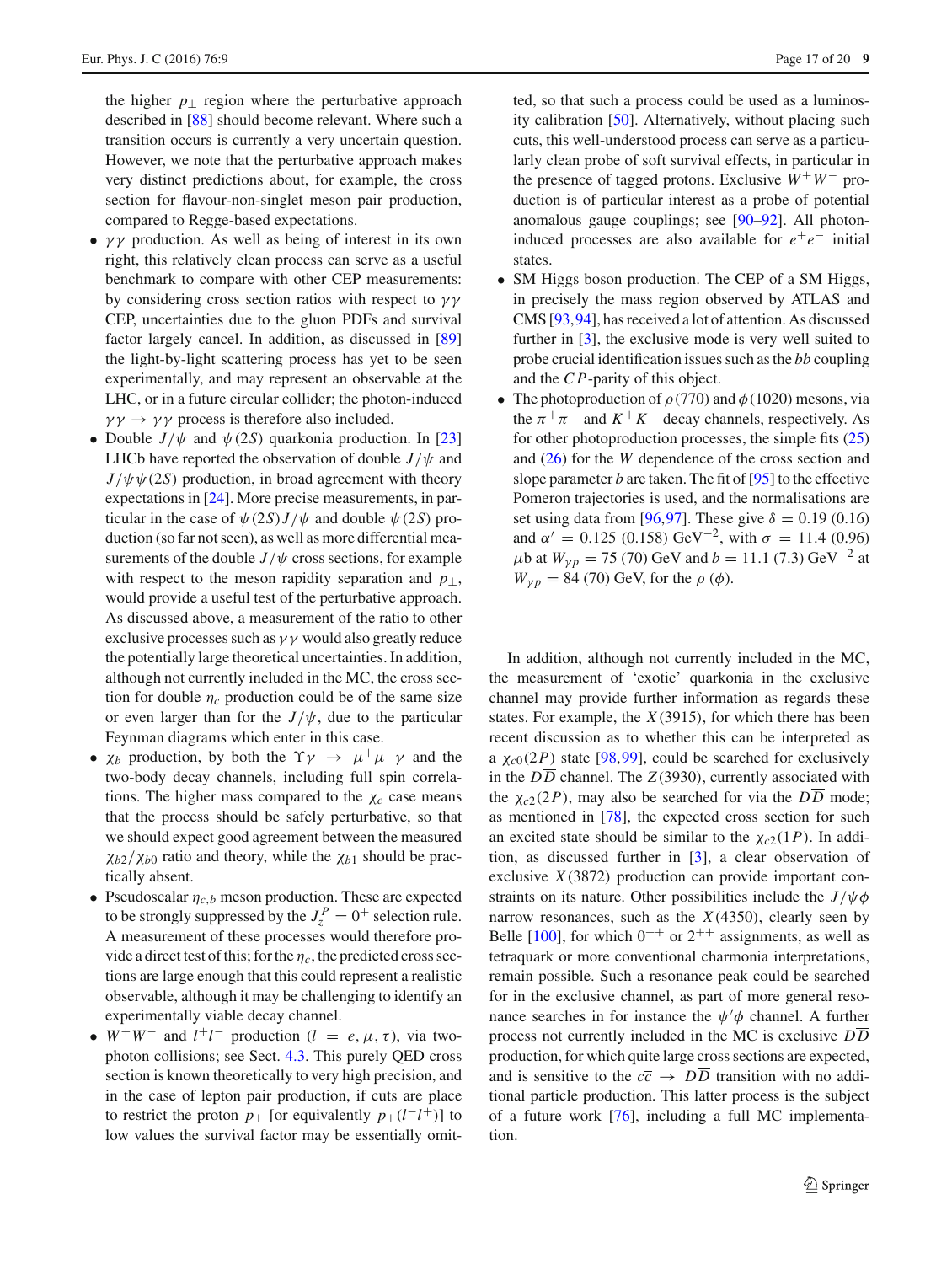the higher $p_\perp$ region where the perturbative approach described in [88] should become relevant. Where such a transition occurs is currently a very uncertain question. However, we note that the perturbative approach makes very distinct predictions about, for example, the cross section for flavour-non-singlet meson pair production, compared to Regge-based expectations.

- $\gamma\gamma$ production. As well as being of interest in its own right, this relatively clean process can serve as a useful benchmark to compare with other CEP measurements: by considering cross section ratios with respect to $\gamma\gamma$ CEP, uncertainties due to the gluon PDFs and survival factor largely cancel. In addition, as discussed in [89] the light-by-light scattering process has yet to be seen experimentally, and may represent an observable at the LHC, or in a future circular collider; the photon-induced $\gamma\gamma \to \gamma\gamma$ process is therefore also included.
- Double $J/\psi$ and $\psi(2S)$ quarkonia production. In [23] LHCb have reported the observation of double $J/\psi$ and $J/\psi\psi(2S)$ production, in broad agreement with theory expectations in [24]. More precise measurements, in particular in the case of $\psi(2S)J/\psi$ and double $\psi(2S)$ production (so far not seen), as well as more differential measurements of the double $J/\psi$ cross sections, for example with respect to the meson rapidity separation and $p_\perp$, would provide a useful test of the perturbative approach. As discussed above, a measurement of the ratio to other exclusive processes such as $\gamma\gamma$ would also greatly reduce the potentially large theoretical uncertainties. In addition, although not currently included in the MC, the cross section for double $\eta_c$ production could be of the same size or even larger than for the $J/\psi$, due to the particular Feynman diagrams which enter in this case.
- $\chi_b$ production, by both the $\Upsilon\gamma \to \mu^+\mu^-\gamma$ and the two-body decay channels, including full spin correlations. The higher mass compared to the $\chi_c$ case means that the process should be safely perturbative, so that we should expect good agreement between the measured $\chi_{b2}/\chi_{b0}$ ratio and theory, while the $\chi_{b1}$ should be practically absent.
- Pseudoscalar $\eta_{c,b}$ meson production. These are expected to be strongly suppressed by the $J_z^P = 0^+$ selection rule. A measurement of these processes would therefore provide a direct test of this; for the $\eta_c$, the predicted cross sections are large enough that this could represent a realistic observable, although it may be challenging to identify an experimentally viable decay channel.
- $W^+W^-$ and $l^+l^-$ production ($l = e, \mu, \tau$), via two-photon collisions; see Sect. 4.3. This purely QED cross section is known theoretically to very high precision, and in the case of lepton pair production, if cuts are place to restrict the proton $p_\perp$ [or equivalently $p_\perp(l^-l^+)$] to low values the survival factor may be essentially omitted, so that such a process could be used as a luminosity calibration [50]. Alternatively, without placing such cuts, this well-understood process can serve as a particularly clean probe of soft survival effects, in particular in the presence of tagged protons. Exclusive $W^+W^-$ production is of particular interest as a probe of potential anomalous gauge couplings; see [90–92]. All photon-induced processes are also available for $e^+e^-$ initial states.
- SM Higgs boson production. The CEP of a SM Higgs, in precisely the mass region observed by ATLAS and CMS [93,94], has received a lot of attention. As discussed further in [3], the exclusive mode is very well suited to probe crucial identification issues such as the $b\overline{b}$ coupling and the $CP$-parity of this object.
- The photoproduction of $\rho(770)$ and $\phi(1020)$ mesons, via the $\pi^+\pi^-$ and $K^+K^-$ decay channels, respectively. As for other photoproduction processes, the simple fits (25) and (26) for the $W$ dependence of the cross section and slope parameter $b$ are taken. The fit of [95] to the effective Pomeron trajectories is used, and the normalisations are set using data from [96,97]. These give $\delta = 0.19$ (0.16) and $\alpha' = 0.125$ (0.158) $\text{GeV}^{-2}$, with $\sigma = 11.4$ (0.96) $\mu$b at $W_{\gamma p} = 75$ (70) GeV and $b = 11.1$ (7.3) $\text{GeV}^{-2}$ at $W_{\gamma p} = 84$ (70) GeV, for the $\rho$ ($\phi$).

In addition, although not currently included in the MC, the measurement of 'exotic' quarkonia in the exclusive channel may provide further information as regards these states. For example, the $X(3915)$, for which there has been recent discussion as to whether this can be interpreted as a $\chi_{c0}(2P)$ state [98,99], could be searched for exclusively in the $D\overline{D}$ channel. The $Z(3930)$, currently associated with the $\chi_{c2}(2P)$, may also be searched for via the $D\overline{D}$ mode; as mentioned in [78], the expected cross section for such an excited state should be similar to the $\chi_{c2}(1P)$. In addition, as discussed further in [3], a clear observation of exclusive $X(3872)$ production can provide important constraints on its nature. Other possibilities include the $J/\psi\phi$ narrow resonances, such as the $X(4350)$, clearly seen by Belle [100], for which $0^{++}$ or $2^{++}$ assignments, as well as tetraquark or more conventional charmonia interpretations, remain possible. Such a resonance peak could be searched for in the exclusive channel, as part of more general resonance searches in for instance the $\psi'\phi$ channel. A further process not currently included in the MC is exclusive $D\overline{D}$ production, for which quite large cross sections are expected, and is sensitive to the $c\overline{c} \to D\overline{D}$ transition with no additional particle production. This latter process is the subject of a future work [76], including a full MC implementation.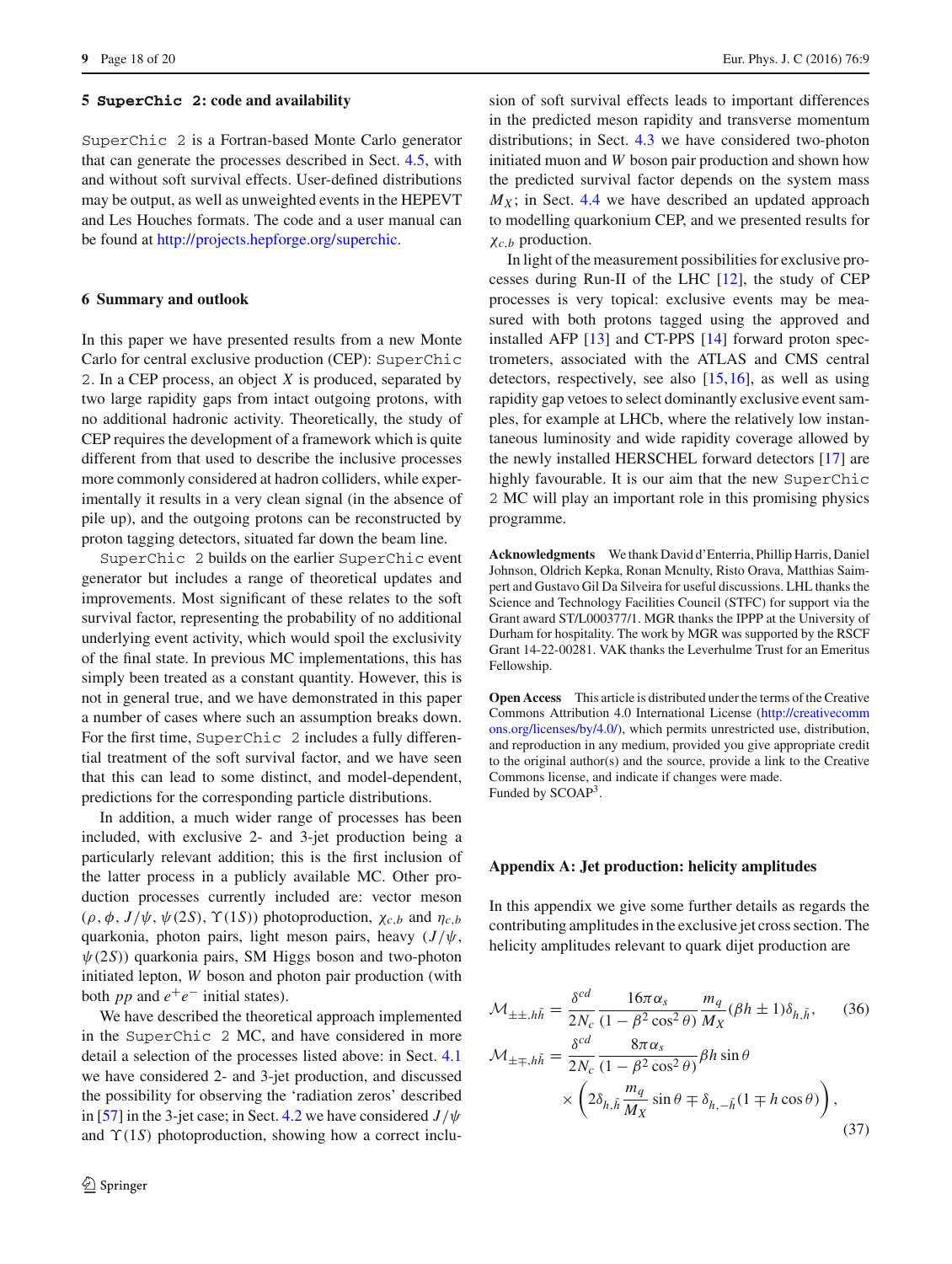## 5 SuperChic 2: code and availability

SuperChic 2 is a Fortran-based Monte Carlo generator that can generate the processes described in Sect. 4.5, with and without soft survival effects. User-defined distributions may be output, as well as unweighted events in the HEPEVT and Les Houches formats. The code and a user manual can be found at http://projects.hepforge.org/superchic.

## 6 Summary and outlook

In this paper we have presented results from a new Monte Carlo for central exclusive production (CEP): SuperChic 2. In a CEP process, an object $X$ is produced, separated by two large rapidity gaps from intact outgoing protons, with no additional hadronic activity. Theoretically, the study of CEP requires the development of a framework which is quite different from that used to describe the inclusive processes more commonly considered at hadron colliders, while experimentally it results in a very clean signal (in the absence of pile up), and the outgoing protons can be reconstructed by proton tagging detectors, situated far down the beam line.

SuperChic 2 builds on the earlier SuperChic event generator but includes a range of theoretical updates and improvements. Most significant of these relates to the soft survival factor, representing the probability of no additional underlying event activity, which would spoil the exclusivity of the final state. In previous MC implementations, this has simply been treated as a constant quantity. However, this is not in general true, and we have demonstrated in this paper a number of cases where such an assumption breaks down. For the first time, SuperChic 2 includes a fully differential treatment of the soft survival factor, and we have seen that this can lead to some distinct, and model-dependent, predictions for the corresponding particle distributions.

In addition, a much wider range of processes has been included, with exclusive 2- and 3-jet production being a particularly relevant addition; this is the first inclusion of the latter process in a publicly available MC. Other production processes currently included are: vector meson ($\rho, \phi, J/\psi, \psi(2S), \Upsilon(1S)$) photoproduction, $\chi_{c,b}$ and $\eta_{c,b}$ quarkonia, photon pairs, light meson pairs, heavy ($J/\psi$, $\psi(2S)$) quarkonia pairs, SM Higgs boson and two-photon initiated lepton, $W$ boson and photon pair production (with both $pp$ and $e^+e^-$ initial states).

We have described the theoretical approach implemented in the SuperChic 2 MC, and have considered in more detail a selection of the processes listed above: in Sect. 4.1 we have considered 2- and 3-jet production, and discussed the possibility for observing the 'radiation zeros' described in [57] in the 3-jet case; in Sect. 4.2 we have considered $J/\psi$ and $\Upsilon(1S)$ photoproduction, showing how a correct inclusion of soft survival effects leads to important differences in the predicted meson rapidity and transverse momentum distributions; in Sect. 4.3 we have considered two-photon initiated muon and $W$ boson pair production and shown how the predicted survival factor depends on the system mass $M_X$; in Sect. 4.4 we have described an updated approach to modelling quarkonium CEP, and we presented results for $\chi_{c,b}$ production.

In light of the measurement possibilities for exclusive processes during Run-II of the LHC [12], the study of CEP processes is very topical: exclusive events may be measured with both protons tagged using the approved and installed AFP [13] and CT-PPS [14] forward proton spectrometers, associated with the ATLAS and CMS central detectors, respectively, see also [15,16], as well as using rapidity gap vetoes to select dominantly exclusive event samples, for example at LHCb, where the relatively low instantaneous luminosity and wide rapidity coverage allowed by the newly installed HERSCHEL forward detectors [17] are highly favourable. It is our aim that the new SuperChic 2 MC will play an important role in this promising physics programme.

**Acknowledgments** We thank David d'Enterria, Phillip Harris, Daniel Johnson, Oldrich Kepka, Ronan Mcnulty, Risto Orava, Matthias Saimpert and Gustavo Gil Da Silveira for useful discussions. LHL thanks the Science and Technology Facilities Council (STFC) for support via the Grant award ST/L000377/1. MGR thanks the IPPP at the University of Durham for hospitality. The work by MGR was supported by the RSCF Grant 14-22-00281. VAK thanks the Leverhulme Trust for an Emeritus Fellowship.

**Open Access** This article is distributed under the terms of the Creative Commons Attribution 4.0 International License (http://creativecommons.org/licenses/by/4.0/), which permits unrestricted use, distribution, and reproduction in any medium, provided you give appropriate credit to the original author(s) and the source, provide a link to the Creative Commons license, and indicate if changes were made.
Funded by SCOAP[3].

## Appendix A: Jet production: helicity amplitudes

In this appendix we give some further details as regards the contributing amplitudes in the exclusive jet cross section. The helicity amplitudes relevant to quark dijet production are

$$\mathcal{M}_{\pm\pm,h\bar{h}} = \frac{\delta^{cd}}{2N_c}\frac{16\pi\alpha_s}{(1-\beta^2\cos^2\theta)}\frac{m_q}{M_X}(\beta h \pm 1)\delta_{h,\bar{h}}, \tag{36}$$

$$\mathcal{M}_{\pm\mp,h\bar{h}} = \frac{\delta^{cd}}{2N_c}\frac{8\pi\alpha_s}{(1-\beta^2\cos^2\theta)}\beta h\sin\theta \times\left(2\delta_{h,\bar{h}}\frac{m_q}{M_X}\sin\theta \mp \delta_{h,-\bar{h}}(1\mp h\cos\theta)\right), \tag{37}$$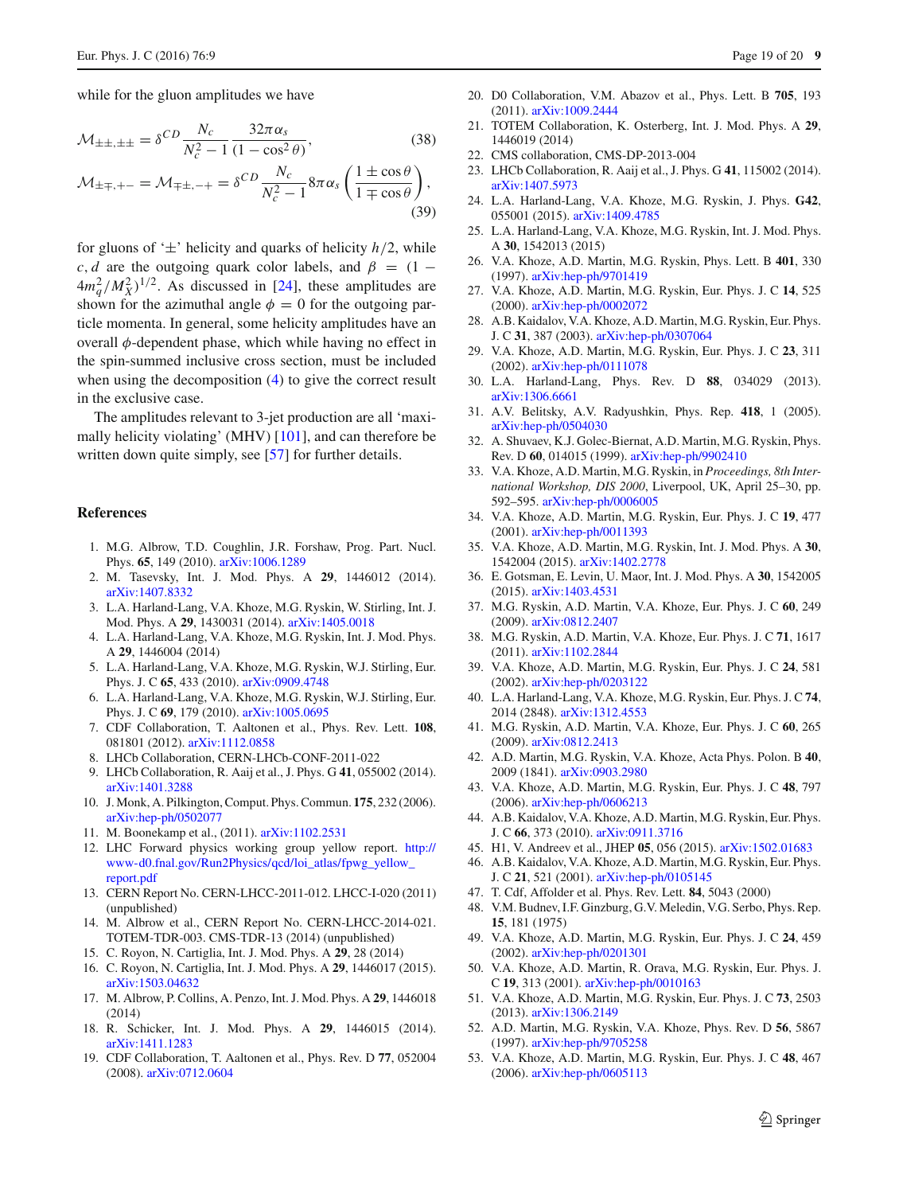while for the gluon amplitudes we have

$$\mathcal{M}_{\pm\pm,\pm\pm} = \delta^{CD} \frac{N_c}{N_c^2 - 1} \frac{32\pi\alpha_s}{(1-\cos^2\theta)}, \tag{38}$$

$$\mathcal{M}_{\pm\mp,+-} = \mathcal{M}_{\mp\pm,-+} = \delta^{CD} \frac{N_c}{N_c^2 - 1} 8\pi\alpha_s \left(\frac{1 \pm \cos\theta}{1 \mp \cos\theta}\right), \tag{39}$$

for gluons of '$\pm$' helicity and quarks of helicity $h/2$, while $c, d$ are the outgoing quark color labels, and $\beta = (1 - 4m_q^2/M_X^2)^{1/2}$. As discussed in [24], these amplitudes are shown for the azimuthal angle $\phi = 0$ for the outgoing particle momenta. In general, some helicity amplitudes have an overall $\phi$-dependent phase, which while having no effect in the spin-summed inclusive cross section, must be included when using the decomposition (4) to give the correct result in the exclusive case.

The amplitudes relevant to 3-jet production are all 'maximally helicity violating' (MHV) [101], and can therefore be written down quite simply, see [57] for further details.

## References

1. M.G. Albrow, T.D. Coughlin, J.R. Forshaw, Prog. Part. Nucl. Phys. **65**, 149 (2010). arXiv:1006.1289
2. M. Tasevsky, Int. J. Mod. Phys. A **29**, 1446012 (2014). arXiv:1407.8332
3. L.A. Harland-Lang, V.A. Khoze, M.G. Ryskin, W. Stirling, Int. J. Mod. Phys. A **29**, 1430031 (2014). arXiv:1405.0018
4. L.A. Harland-Lang, V.A. Khoze, M.G. Ryskin, Int. J. Mod. Phys. A **29**, 1446004 (2014)
5. L.A. Harland-Lang, V.A. Khoze, M.G. Ryskin, W.J. Stirling, Eur. Phys. J. C **65**, 433 (2010). arXiv:0909.4748
6. L.A. Harland-Lang, V.A. Khoze, M.G. Ryskin, W.J. Stirling, Eur. Phys. J. C **69**, 179 (2010). arXiv:1005.0695
7. CDF Collaboration, T. Aaltonen et al., Phys. Rev. Lett. **108**, 081801 (2012). arXiv:1112.0858
8. LHCb Collaboration, CERN-LHCb-CONF-2011-022
9. LHCb Collaboration, R. Aaij et al., J. Phys. G **41**, 055002 (2014). arXiv:1401.3288
10. J. Monk, A. Pilkington, Comput. Phys. Commun. **175**, 232 (2006). arXiv:hep-ph/0502077
11. M. Boonekamp et al., (2011). arXiv:1102.2531
12. LHC Forward physics working group yellow report. http://www-d0.fnal.gov/Run2Physics/qcd/loi_atlas/fpwg_yellow_report.pdf
13. CERN Report No. CERN-LHCC-2011-012. LHCC-I-020 (2011) (unpublished)
14. M. Albrow et al., CERN Report No. CERN-LHCC-2014-021. TOTEM-TDR-003. CMS-TDR-13 (2014) (unpublished)
15. C. Royon, N. Cartiglia, Int. J. Mod. Phys. A **29**, 28 (2014)
16. C. Royon, N. Cartiglia, Int. J. Mod. Phys. A **29**, 1446017 (2015). arXiv:1503.04632
17. M. Albrow, P. Collins, A. Penzo, Int. J. Mod. Phys. A **29**, 1446018 (2014)
18. R. Schicker, Int. J. Mod. Phys. A **29**, 1446015 (2014). arXiv:1411.1283
19. CDF Collaboration, T. Aaltonen et al., Phys. Rev. D **77**, 052004 (2008). arXiv:0712.0604
20. D0 Collaboration, V.M. Abazov et al., Phys. Lett. B **705**, 193 (2011). arXiv:1009.2444
21. TOTEM Collaboration, K. Osterberg, Int. J. Mod. Phys. A **29**, 1446019 (2014)
22. CMS collaboration, CMS-DP-2013-004
23. LHCb Collaboration, R. Aaij et al., J. Phys. G **41**, 115002 (2014). arXiv:1407.5973
24. L.A. Harland-Lang, V.A. Khoze, M.G. Ryskin, J. Phys. **G42**, 055001 (2015). arXiv:1409.4785
25. L.A. Harland-Lang, V.A. Khoze, M.G. Ryskin, Int. J. Mod. Phys. A **30**, 1542013 (2015)
26. V.A. Khoze, A.D. Martin, M.G. Ryskin, Phys. Lett. B **401**, 330 (1997). arXiv:hep-ph/9701419
27. V.A. Khoze, A.D. Martin, M.G. Ryskin, Eur. Phys. J. C **14**, 525 (2000). arXiv:hep-ph/0002072
28. A.B. Kaidalov, V.A. Khoze, A.D. Martin, M.G. Ryskin, Eur. Phys. J. C **31**, 387 (2003). arXiv:hep-ph/0307064
29. V.A. Khoze, A.D. Martin, M.G. Ryskin, Eur. Phys. J. C **23**, 311 (2002). arXiv:hep-ph/0111078
30. L.A. Harland-Lang, Phys. Rev. D **88**, 034029 (2013). arXiv:1306.6661
31. A.V. Belitsky, A.V. Radyushkin, Phys. Rep. **418**, 1 (2005). arXiv:hep-ph/0504030
32. A. Shuvaev, K.J. Golec-Biernat, A.D. Martin, M.G. Ryskin, Phys. Rev. D **60**, 014015 (1999). arXiv:hep-ph/9902410
33. V.A. Khoze, A.D. Martin, M.G. Ryskin, in *Proceedings, 8th International Workshop, DIS 2000*, Liverpool, UK, April 25–30, pp. 592–595. arXiv:hep-ph/0006005
34. V.A. Khoze, A.D. Martin, M.G. Ryskin, Eur. Phys. J. C **19**, 477 (2001). arXiv:hep-ph/0011393
35. V.A. Khoze, A.D. Martin, M.G. Ryskin, Int. J. Mod. Phys. A **30**, 1542004 (2015). arXiv:1402.2778
36. E. Gotsman, E. Levin, U. Maor, Int. J. Mod. Phys. A **30**, 1542005 (2015). arXiv:1403.4531
37. M.G. Ryskin, A.D. Martin, V.A. Khoze, Eur. Phys. J. C **60**, 249 (2009). arXiv:0812.2407
38. M.G. Ryskin, A.D. Martin, V.A. Khoze, Eur. Phys. J. C **71**, 1617 (2011). arXiv:1102.2844
39. V.A. Khoze, A.D. Martin, M.G. Ryskin, Eur. Phys. J. C **24**, 581 (2002). arXiv:hep-ph/0203122
40. L.A. Harland-Lang, V.A. Khoze, M.G. Ryskin, Eur. Phys. J. C **74**, 2014 (2848). arXiv:1312.4553
41. M.G. Ryskin, A.D. Martin, V.A. Khoze, Eur. Phys. J. C **60**, 265 (2009). arXiv:0812.2413
42. A.D. Martin, M.G. Ryskin, V.A. Khoze, Acta Phys. Polon. B **40**, 2009 (1841). arXiv:0903.2980
43. V.A. Khoze, A.D. Martin, M.G. Ryskin, Eur. Phys. J. C **48**, 797 (2006). arXiv:hep-ph/0606213
44. A.B. Kaidalov, V.A. Khoze, A.D. Martin, M.G. Ryskin, Eur. Phys. J. C **66**, 373 (2010). arXiv:0911.3716
45. H1, V. Andreev et al., JHEP **05**, 056 (2015). arXiv:1502.01683
46. A.B. Kaidalov, V.A. Khoze, A.D. Martin, M.G. Ryskin, Eur. Phys. J. C **21**, 521 (2001). arXiv:hep-ph/0105145
47. T. Cdf, Affolder et al. Phys. Rev. Lett. **84**, 5043 (2000)
48. V.M. Budnev, I.F. Ginzburg, G.V. Meledin, V.G. Serbo, Phys. Rep. **15**, 181 (1975)
49. V.A. Khoze, A.D. Martin, M.G. Ryskin, Eur. Phys. J. C **24**, 459 (2002). arXiv:hep-ph/0201301
50. V.A. Khoze, A.D. Martin, R. Orava, M.G. Ryskin, Eur. Phys. J. C **19**, 313 (2001). arXiv:hep-ph/0010163
51. V.A. Khoze, A.D. Martin, M.G. Ryskin, Eur. Phys. J. C **73**, 2503 (2013). arXiv:1306.2149
52. A.D. Martin, M.G. Ryskin, V.A. Khoze, Phys. Rev. D **56**, 5867 (1997). arXiv:hep-ph/9705258
53. V.A. Khoze, A.D. Martin, M.G. Ryskin, Eur. Phys. J. C **48**, 467 (2006). arXiv:hep-ph/0605113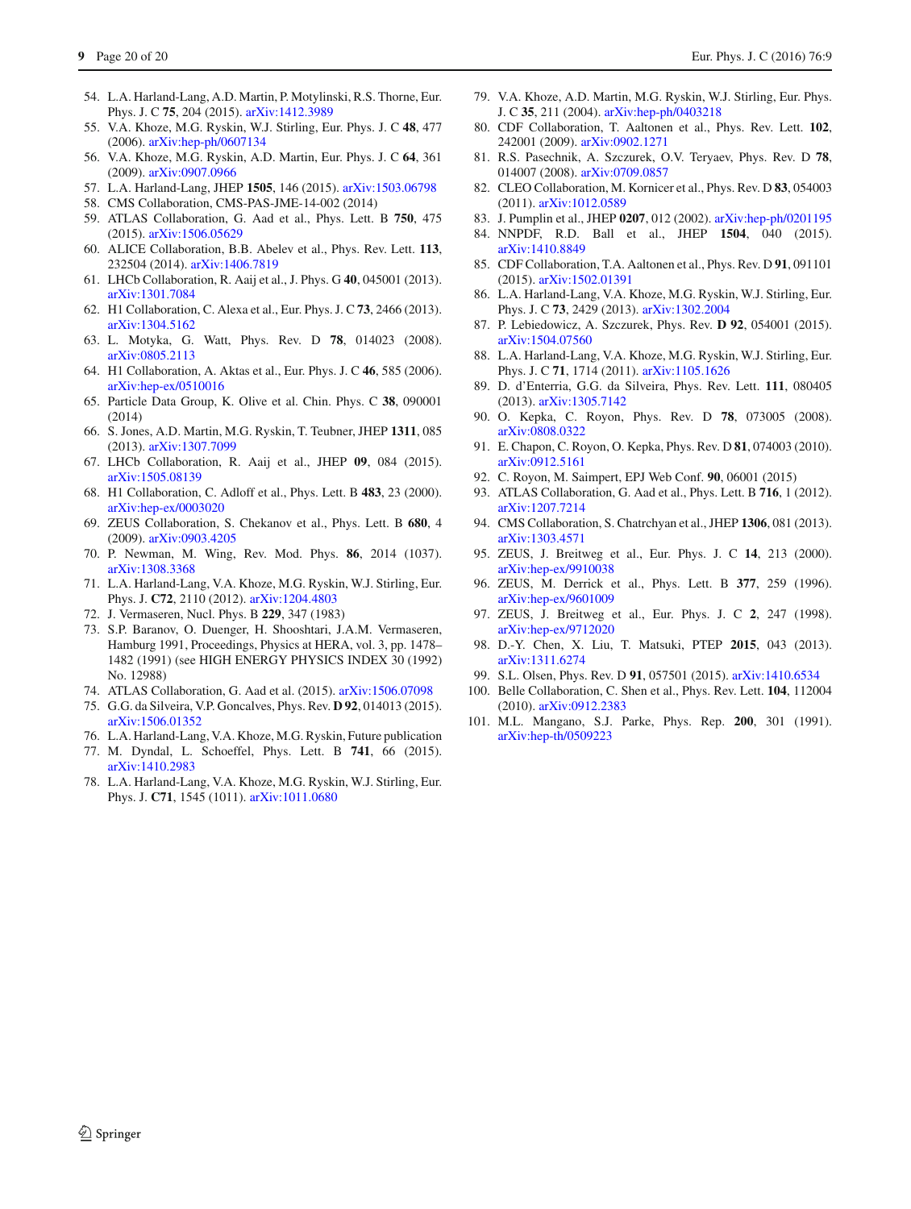54. L.A. Harland-Lang, A.D. Martin, P. Motylinski, R.S. Thorne, Eur. Phys. J. C **75**, 204 (2015). arXiv:1412.3989
55. V.A. Khoze, M.G. Ryskin, W.J. Stirling, Eur. Phys. J. C **48**, 477 (2006). arXiv:hep-ph/0607134
56. V.A. Khoze, M.G. Ryskin, A.D. Martin, Eur. Phys. J. C **64**, 361 (2009). arXiv:0907.0966
57. L.A. Harland-Lang, JHEP **1505**, 146 (2015). arXiv:1503.06798
58. CMS Collaboration, CMS-PAS-JME-14-002 (2014)
59. ATLAS Collaboration, G. Aad et al., Phys. Lett. B **750**, 475 (2015). arXiv:1506.05629
60. ALICE Collaboration, B.B. Abelev et al., Phys. Rev. Lett. **113**, 232504 (2014). arXiv:1406.7819
61. LHCb Collaboration, R. Aaij et al., J. Phys. G **40**, 045001 (2013). arXiv:1301.7084
62. H1 Collaboration, C. Alexa et al., Eur. Phys. J. C **73**, 2466 (2013). arXiv:1304.5162
63. L. Motyka, G. Watt, Phys. Rev. D **78**, 014023 (2008). arXiv:0805.2113
64. H1 Collaboration, A. Aktas et al., Eur. Phys. J. C **46**, 585 (2006). arXiv:hep-ex/0510016
65. Particle Data Group, K. Olive et al. Chin. Phys. C **38**, 090001 (2014)
66. S. Jones, A.D. Martin, M.G. Ryskin, T. Teubner, JHEP **1311**, 085 (2013). arXiv:1307.7099
67. LHCb Collaboration, R. Aaij et al., JHEP **09**, 084 (2015). arXiv:1505.08139
68. H1 Collaboration, C. Adloff et al., Phys. Lett. B **483**, 23 (2000). arXiv:hep-ex/0003020
69. ZEUS Collaboration, S. Chekanov et al., Phys. Lett. B **680**, 4 (2009). arXiv:0903.4205
70. P. Newman, M. Wing, Rev. Mod. Phys. **86**, 2014 (1037). arXiv:1308.3368
71. L.A. Harland-Lang, V.A. Khoze, M.G. Ryskin, W.J. Stirling, Eur. Phys. J. **C72**, 2110 (2012). arXiv:1204.4803
72. J. Vermaseren, Nucl. Phys. B **229**, 347 (1983)
73. S.P. Baranov, O. Duenger, H. Shooshtari, J.A.M. Vermaseren, Hamburg 1991, Proceedings, Physics at HERA, vol. 3, pp. 1478–1482 (1991) (see HIGH ENERGY PHYSICS INDEX 30 (1992) No. 12988)
74. ATLAS Collaboration, G. Aad et al. (2015). arXiv:1506.07098
75. G.G. da Silveira, V.P. Goncalves, Phys. Rev. **D 92**, 014013 (2015). arXiv:1506.01352
76. L.A. Harland-Lang, V.A. Khoze, M.G. Ryskin, Future publication
77. M. Dyndal, L. Schoeffel, Phys. Lett. B **741**, 66 (2015). arXiv:1410.2983
78. L.A. Harland-Lang, V.A. Khoze, M.G. Ryskin, W.J. Stirling, Eur. Phys. J. **C71**, 1545 (1011). arXiv:1011.0680
79. V.A. Khoze, A.D. Martin, M.G. Ryskin, W.J. Stirling, Eur. Phys. J. C **35**, 211 (2004). arXiv:hep-ph/0403218
80. CDF Collaboration, T. Aaltonen et al., Phys. Rev. Lett. **102**, 242001 (2009). arXiv:0902.1271
81. R.S. Pasechnik, A. Szczurek, O.V. Teryaev, Phys. Rev. D **78**, 014007 (2008). arXiv:0709.0857
82. CLEO Collaboration, M. Kornicer et al., Phys. Rev. D **83**, 054003 (2011). arXiv:1012.0589
83. J. Pumplin et al., JHEP **0207**, 012 (2002). arXiv:hep-ph/0201195
84. NNPDF, R.D. Ball et al., JHEP **1504**, 040 (2015). arXiv:1410.8849
85. CDF Collaboration, T.A. Aaltonen et al., Phys. Rev. D **91**, 091101 (2015). arXiv:1502.01391
86. L.A. Harland-Lang, V.A. Khoze, M.G. Ryskin, W.J. Stirling, Eur. Phys. J. C **73**, 2429 (2013). arXiv:1302.2004
87. P. Lebiedowicz, A. Szczurek, Phys. Rev. **D 92**, 054001 (2015). arXiv:1504.07560
88. L.A. Harland-Lang, V.A. Khoze, M.G. Ryskin, W.J. Stirling, Eur. Phys. J. C **71**, 1714 (2011). arXiv:1105.1626
89. D. d'Enterria, G.G. da Silveira, Phys. Rev. Lett. **111**, 080405 (2013). arXiv:1305.7142
90. O. Kepka, C. Royon, Phys. Rev. D **78**, 073005 (2008). arXiv:0808.0322
91. E. Chapon, C. Royon, O. Kepka, Phys. Rev. D **81**, 074003 (2010). arXiv:0912.5161
92. C. Royon, M. Saimpert, EPJ Web Conf. **90**, 06001 (2015)
93. ATLAS Collaboration, G. Aad et al., Phys. Lett. B **716**, 1 (2012). arXiv:1207.7214
94. CMS Collaboration, S. Chatrchyan et al., JHEP **1306**, 081 (2013). arXiv:1303.4571
95. ZEUS, J. Breitweg et al., Eur. Phys. J. C **14**, 213 (2000). arXiv:hep-ex/9910038
96. ZEUS, M. Derrick et al., Phys. Lett. B **377**, 259 (1996). arXiv:hep-ex/9601009
97. ZEUS, J. Breitweg et al., Eur. Phys. J. C **2**, 247 (1998). arXiv:hep-ex/9712020
98. D.-Y. Chen, X. Liu, T. Matsuki, PTEP **2015**, 043 (2013). arXiv:1311.6274
99. S.L. Olsen, Phys. Rev. D **91**, 057501 (2015). arXiv:1410.6534
100. Belle Collaboration, C. Shen et al., Phys. Rev. Lett. **104**, 112004 (2010). arXiv:0912.2383
101. M.L. Mangano, S.J. Parke, Phys. Rep. **200**, 301 (1991). arXiv:hep-th/0509223